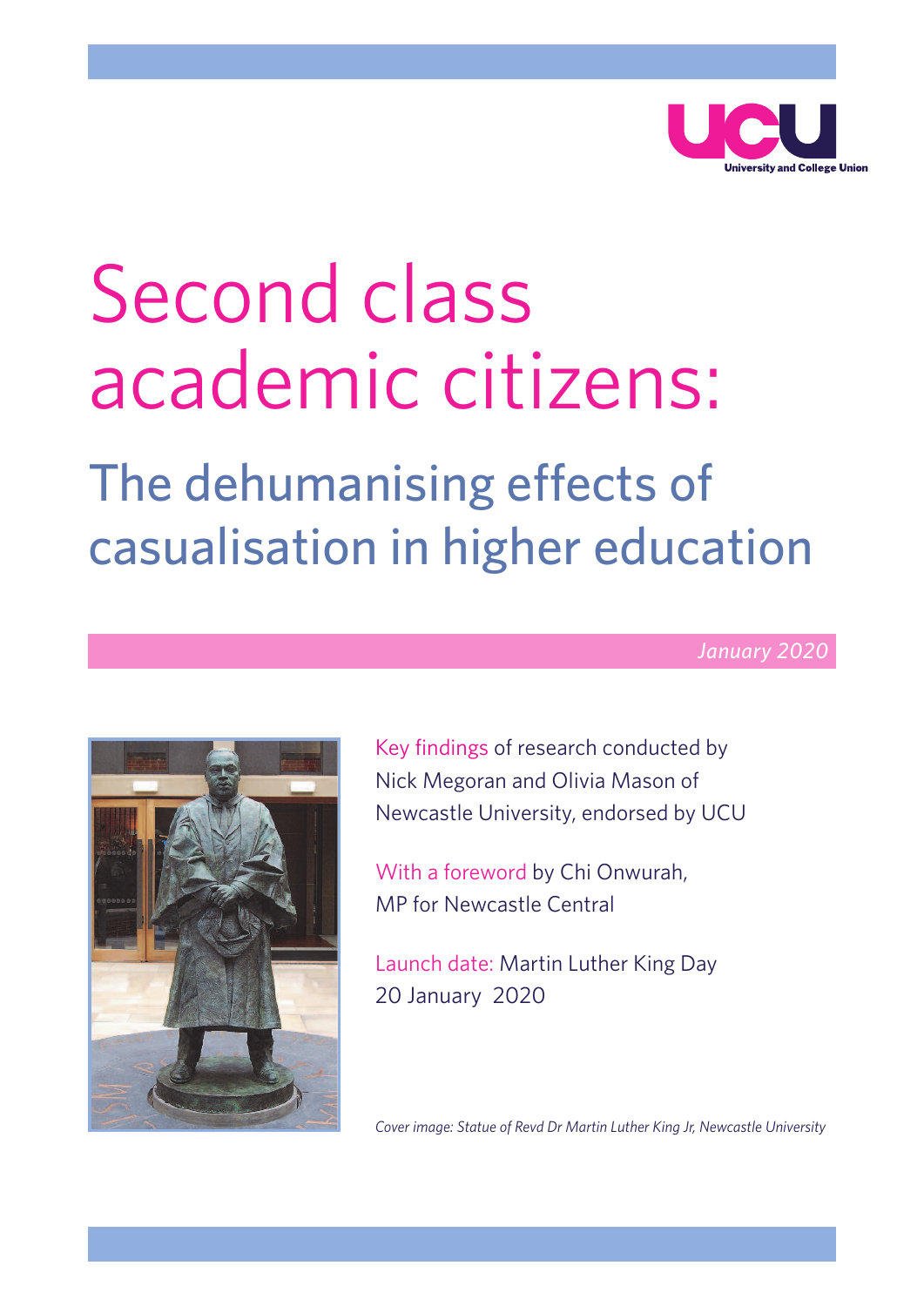UCU
University and College Union

# Second class academic citizens:

## The dehumanising effects of casualisation in higher education

*January 2020*

Key findings of research conducted by Nick Megoran and Olivia Mason of Newcastle University, endorsed by UCU

With a foreword by Chi Onwurah, MP for Newcastle Central

Launch date: Martin Luther King Day 20 January 2020

*Cover image: Statue of Revd Dr Martin Luther King Jr, Newcastle University*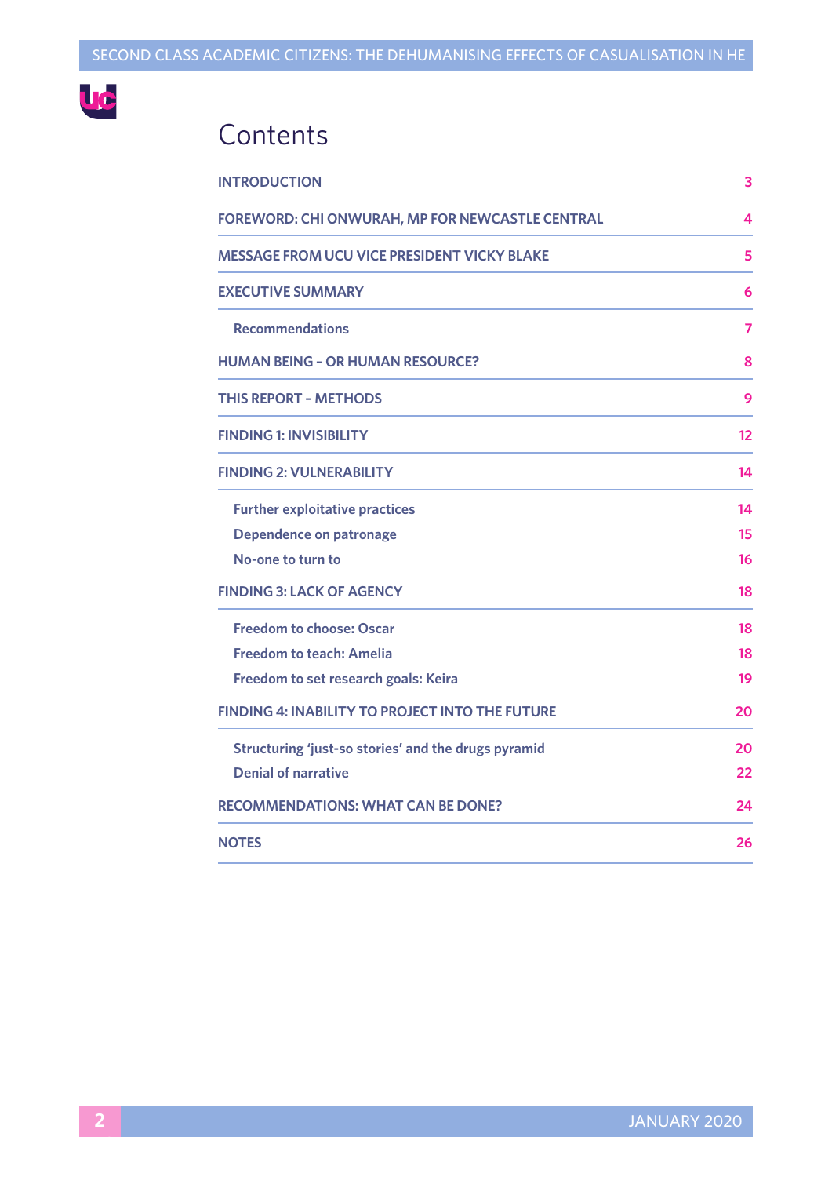# Contents

| | |
|---|---|
| **INTRODUCTION** | 3 |
| **FOREWORD: CHI ONWURAH, MP FOR NEWCASTLE CENTRAL** | 4 |
| **MESSAGE FROM UCU VICE PRESIDENT VICKY BLAKE** | 5 |
| **EXECUTIVE SUMMARY** | 6 |
| Recommendations | 7 |
| **HUMAN BEING – OR HUMAN RESOURCE?** | 8 |
| **THIS REPORT – METHODS** | 9 |
| **FINDING 1: INVISIBILITY** | 12 |
| **FINDING 2: VULNERABILITY** | 14 |
| Further exploitative practices | 14 |
| Dependence on patronage | 15 |
| No-one to turn to | 16 |
| **FINDING 3: LACK OF AGENCY** | 18 |
| Freedom to choose: Oscar | 18 |
| Freedom to teach: Amelia | 18 |
| Freedom to set research goals: Keira | 19 |
| **FINDING 4: INABILITY TO PROJECT INTO THE FUTURE** | 20 |
| Structuring 'just-so stories' and the drugs pyramid | 20 |
| Denial of narrative | 22 |
| **RECOMMENDATIONS: WHAT CAN BE DONE?** | 24 |
| **NOTES** | 26 |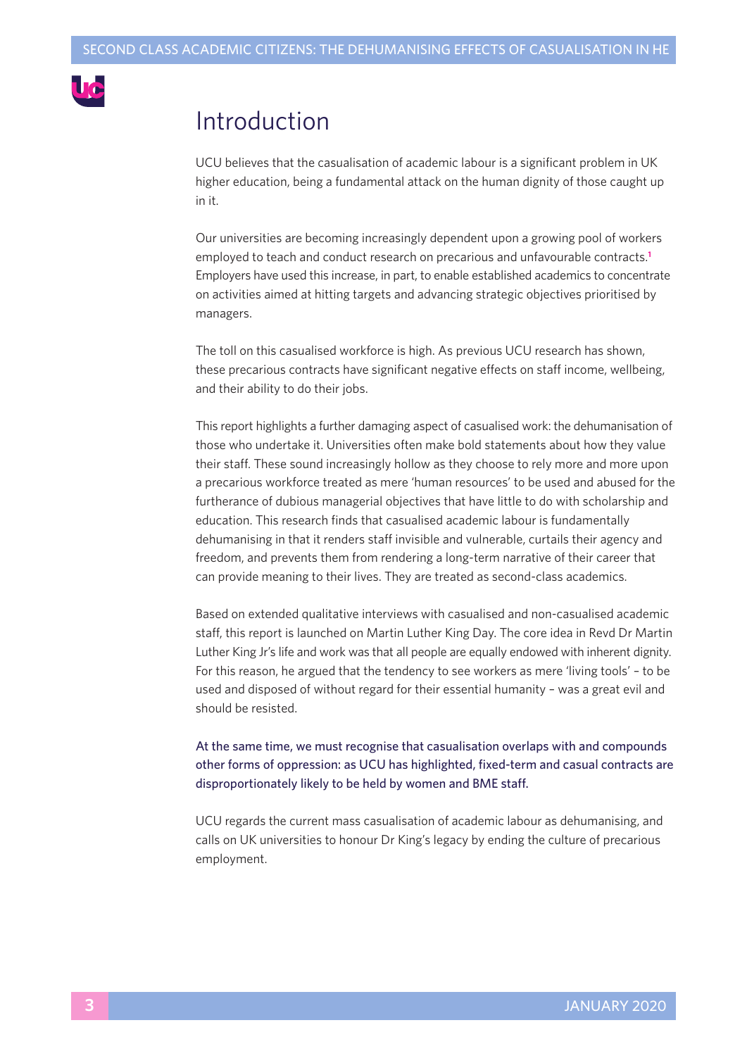# Introduction

UCU believes that the casualisation of academic labour is a significant problem in UK higher education, being a fundamental attack on the human dignity of those caught up in it.

Our universities are becoming increasingly dependent upon a growing pool of workers employed to teach and conduct research on precarious and unfavourable contracts.[1] Employers have used this increase, in part, to enable established academics to concentrate on activities aimed at hitting targets and advancing strategic objectives prioritised by managers.

The toll on this casualised workforce is high. As previous UCU research has shown, these precarious contracts have significant negative effects on staff income, wellbeing, and their ability to do their jobs.

This report highlights a further damaging aspect of casualised work: the dehumanisation of those who undertake it. Universities often make bold statements about how they value their staff. These sound increasingly hollow as they choose to rely more and more upon a precarious workforce treated as mere 'human resources' to be used and abused for the furtherance of dubious managerial objectives that have little to do with scholarship and education. This research finds that casualised academic labour is fundamentally dehumanising in that it renders staff invisible and vulnerable, curtails their agency and freedom, and prevents them from rendering a long-term narrative of their career that can provide meaning to their lives. They are treated as second-class academics.

Based on extended qualitative interviews with casualised and non-casualised academic staff, this report is launched on Martin Luther King Day. The core idea in Revd Dr Martin Luther King Jr's life and work was that all people are equally endowed with inherent dignity. For this reason, he argued that the tendency to see workers as mere 'living tools' – to be used and disposed of without regard for their essential humanity – was a great evil and should be resisted.

At the same time, we must recognise that casualisation overlaps with and compounds other forms of oppression: as UCU has highlighted, fixed-term and casual contracts are disproportionately likely to be held by women and BME staff.

UCU regards the current mass casualisation of academic labour as dehumanising, and calls on UK universities to honour Dr King's legacy by ending the culture of precarious employment.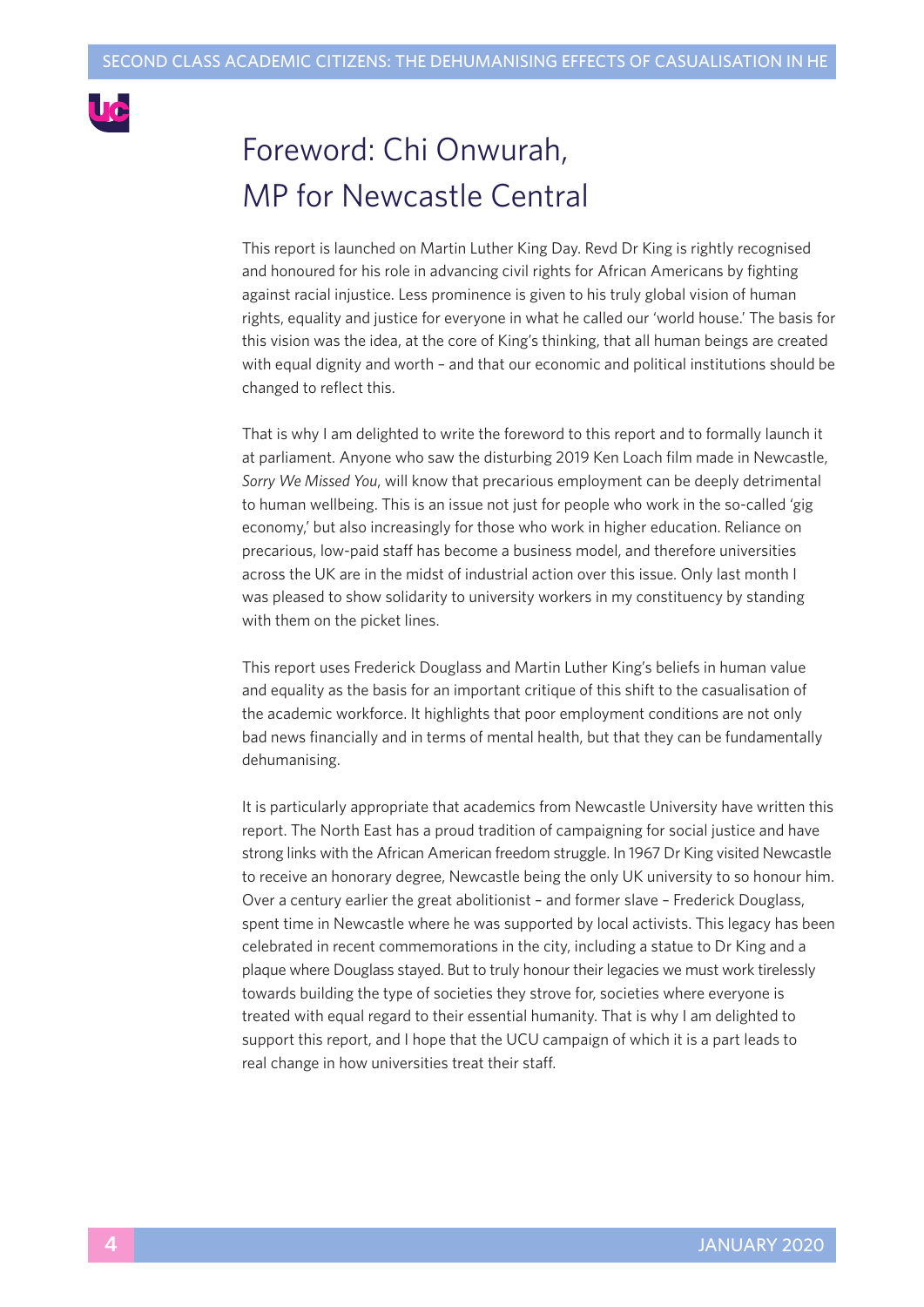# Foreword: Chi Onwurah, MP for Newcastle Central

This report is launched on Martin Luther King Day. Revd Dr King is rightly recognised and honoured for his role in advancing civil rights for African Americans by fighting against racial injustice. Less prominence is given to his truly global vision of human rights, equality and justice for everyone in what he called our 'world house.' The basis for this vision was the idea, at the core of King's thinking, that all human beings are created with equal dignity and worth – and that our economic and political institutions should be changed to reflect this.

That is why I am delighted to write the foreword to this report and to formally launch it at parliament. Anyone who saw the disturbing 2019 Ken Loach film made in Newcastle, *Sorry We Missed You*, will know that precarious employment can be deeply detrimental to human wellbeing. This is an issue not just for people who work in the so-called 'gig economy,' but also increasingly for those who work in higher education. Reliance on precarious, low-paid staff has become a business model, and therefore universities across the UK are in the midst of industrial action over this issue. Only last month I was pleased to show solidarity to university workers in my constituency by standing with them on the picket lines.

This report uses Frederick Douglass and Martin Luther King's beliefs in human value and equality as the basis for an important critique of this shift to the casualisation of the academic workforce. It highlights that poor employment conditions are not only bad news financially and in terms of mental health, but that they can be fundamentally dehumanising.

It is particularly appropriate that academics from Newcastle University have written this report. The North East has a proud tradition of campaigning for social justice and have strong links with the African American freedom struggle. In 1967 Dr King visited Newcastle to receive an honorary degree, Newcastle being the only UK university to so honour him. Over a century earlier the great abolitionist – and former slave – Frederick Douglass, spent time in Newcastle where he was supported by local activists. This legacy has been celebrated in recent commemorations in the city, including a statue to Dr King and a plaque where Douglass stayed. But to truly honour their legacies we must work tirelessly towards building the type of societies they strove for, societies where everyone is treated with equal regard to their essential humanity. That is why I am delighted to support this report, and I hope that the UCU campaign of which it is a part leads to real change in how universities treat their staff.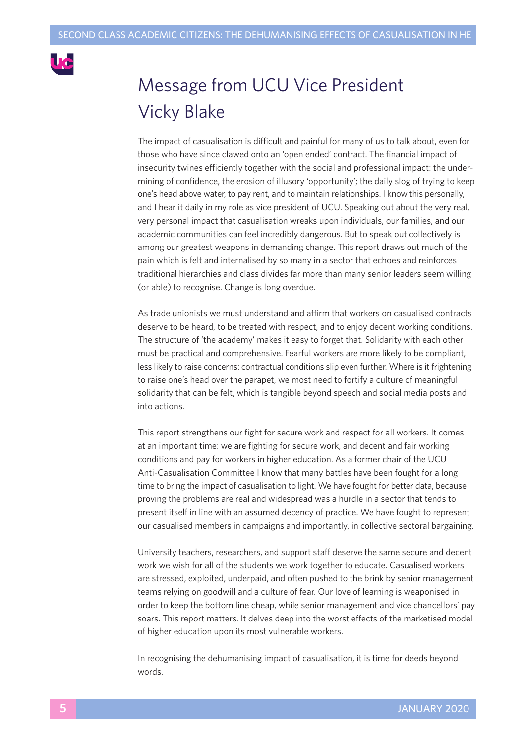# Message from UCU Vice President Vicky Blake

The impact of casualisation is difficult and painful for many of us to talk about, even for those who have since clawed onto an 'open ended' contract. The financial impact of insecurity twines efficiently together with the social and professional impact: the undermining of confidence, the erosion of illusory 'opportunity'; the daily slog of trying to keep one's head above water, to pay rent, and to maintain relationships. I know this personally, and I hear it daily in my role as vice president of UCU. Speaking out about the very real, very personal impact that casualisation wreaks upon individuals, our families, and our academic communities can feel incredibly dangerous. But to speak out collectively is among our greatest weapons in demanding change. This report draws out much of the pain which is felt and internalised by so many in a sector that echoes and reinforces traditional hierarchies and class divides far more than many senior leaders seem willing (or able) to recognise. Change is long overdue.

As trade unionists we must understand and affirm that workers on casualised contracts deserve to be heard, to be treated with respect, and to enjoy decent working conditions. The structure of 'the academy' makes it easy to forget that. Solidarity with each other must be practical and comprehensive. Fearful workers are more likely to be compliant, less likely to raise concerns: contractual conditions slip even further. Where is it frightening to raise one's head over the parapet, we most need to fortify a culture of meaningful solidarity that can be felt, which is tangible beyond speech and social media posts and into actions.

This report strengthens our fight for secure work and respect for all workers. It comes at an important time: we are fighting for secure work, and decent and fair working conditions and pay for workers in higher education. As a former chair of the UCU Anti-Casualisation Committee I know that many battles have been fought for a long time to bring the impact of casualisation to light. We have fought for better data, because proving the problems are real and widespread was a hurdle in a sector that tends to present itself in line with an assumed decency of practice. We have fought to represent our casualised members in campaigns and importantly, in collective sectoral bargaining.

University teachers, researchers, and support staff deserve the same secure and decent work we wish for all of the students we work together to educate. Casualised workers are stressed, exploited, underpaid, and often pushed to the brink by senior management teams relying on goodwill and a culture of fear. Our love of learning is weaponised in order to keep the bottom line cheap, while senior management and vice chancellors' pay soars. This report matters. It delves deep into the worst effects of the marketised model of higher education upon its most vulnerable workers.

In recognising the dehumanising impact of casualisation, it is time for deeds beyond words.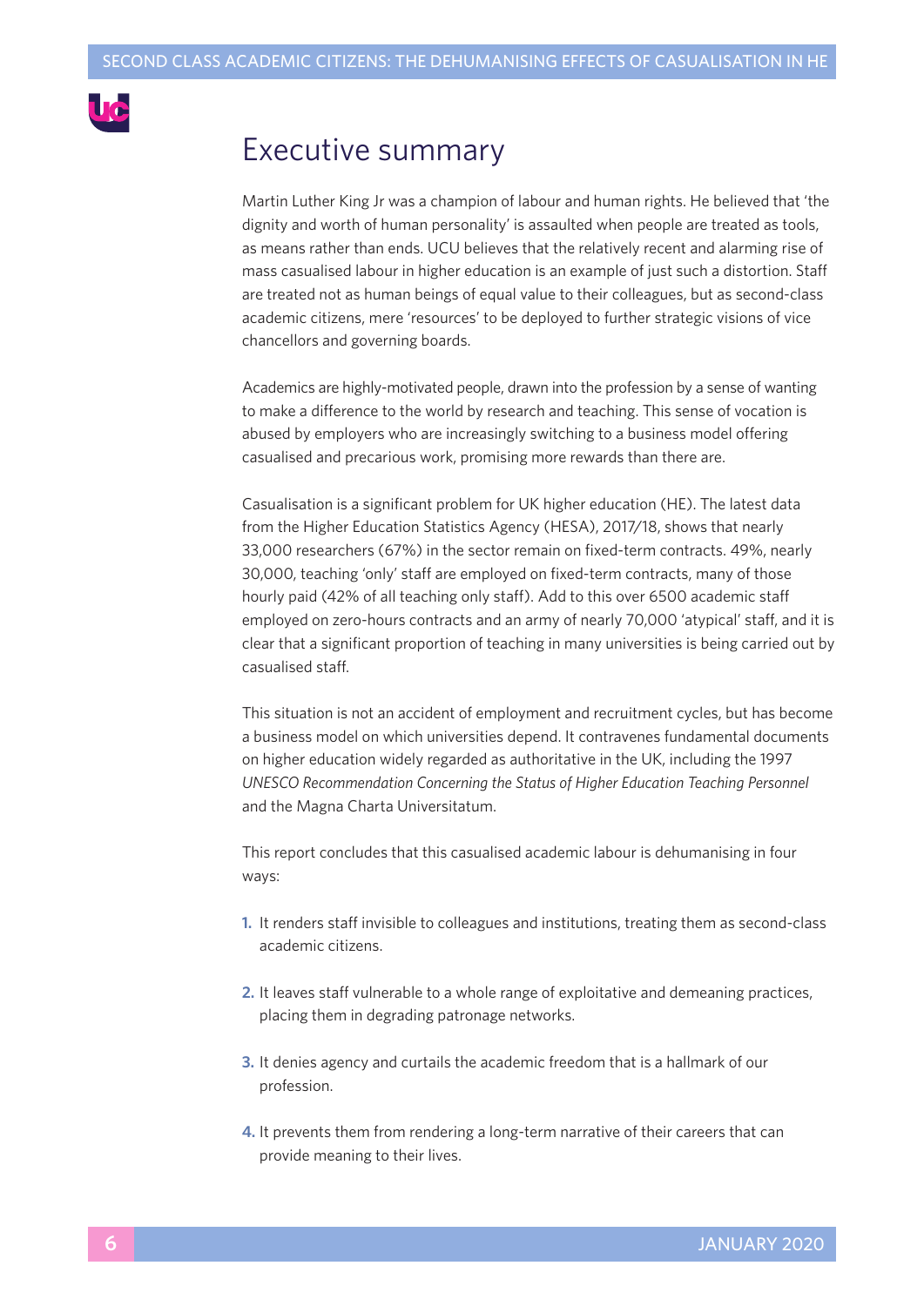# Executive summary

Martin Luther King Jr was a champion of labour and human rights. He believed that 'the dignity and worth of human personality' is assaulted when people are treated as tools, as means rather than ends. UCU believes that the relatively recent and alarming rise of mass casualised labour in higher education is an example of just such a distortion. Staff are treated not as human beings of equal value to their colleagues, but as second-class academic citizens, mere 'resources' to be deployed to further strategic visions of vice chancellors and governing boards.

Academics are highly-motivated people, drawn into the profession by a sense of wanting to make a difference to the world by research and teaching. This sense of vocation is abused by employers who are increasingly switching to a business model offering casualised and precarious work, promising more rewards than there are.

Casualisation is a significant problem for UK higher education (HE). The latest data from the Higher Education Statistics Agency (HESA), 2017/18, shows that nearly 33,000 researchers (67%) in the sector remain on fixed-term contracts. 49%, nearly 30,000, teaching 'only' staff are employed on fixed-term contracts, many of those hourly paid (42% of all teaching only staff). Add to this over 6500 academic staff employed on zero-hours contracts and an army of nearly 70,000 'atypical' staff, and it is clear that a significant proportion of teaching in many universities is being carried out by casualised staff.

This situation is not an accident of employment and recruitment cycles, but has become a business model on which universities depend. It contravenes fundamental documents on higher education widely regarded as authoritative in the UK, including the 1997 *UNESCO Recommendation Concerning the Status of Higher Education Teaching Personnel* and the Magna Charta Universitatum.

This report concludes that this casualised academic labour is dehumanising in four ways:

1. It renders staff invisible to colleagues and institutions, treating them as second-class academic citizens.
2. It leaves staff vulnerable to a whole range of exploitative and demeaning practices, placing them in degrading patronage networks.
3. It denies agency and curtails the academic freedom that is a hallmark of our profession.
4. It prevents them from rendering a long-term narrative of their careers that can provide meaning to their lives.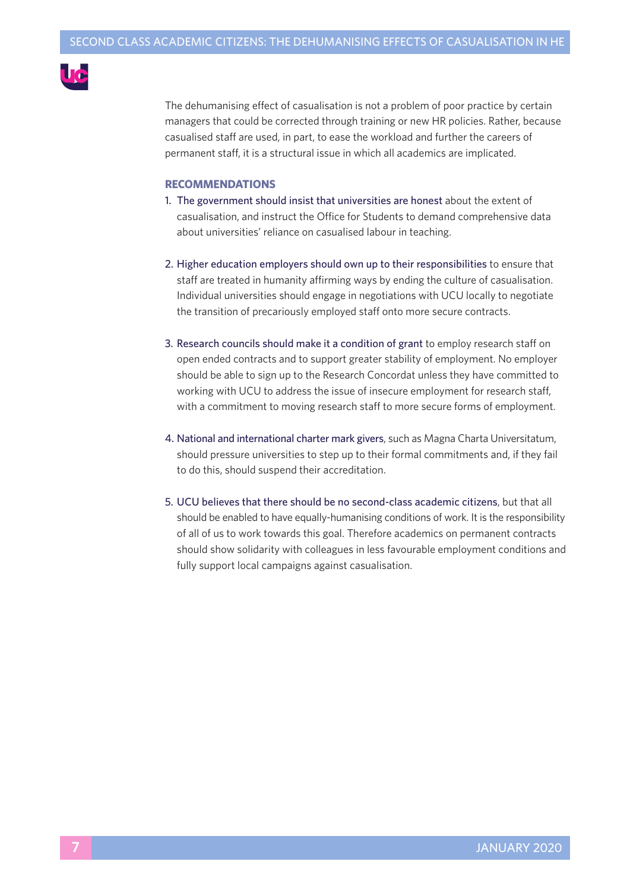The dehumanising effect of casualisation is not a problem of poor practice by certain managers that could be corrected through training or new HR policies. Rather, because casualised staff are used, in part, to ease the workload and further the careers of permanent staff, it is a structural issue in which all academics are implicated.

## RECOMMENDATIONS

1. The government should insist that universities are honest about the extent of casualisation, and instruct the Office for Students to demand comprehensive data about universities' reliance on casualised labour in teaching.

2. Higher education employers should own up to their responsibilities to ensure that staff are treated in humanity affirming ways by ending the culture of casualisation. Individual universities should engage in negotiations with UCU locally to negotiate the transition of precariously employed staff onto more secure contracts.

3. Research councils should make it a condition of grant to employ research staff on open ended contracts and to support greater stability of employment. No employer should be able to sign up to the Research Concordat unless they have committed to working with UCU to address the issue of insecure employment for research staff, with a commitment to moving research staff to more secure forms of employment.

4. National and international charter mark givers, such as Magna Charta Universitatum, should pressure universities to step up to their formal commitments and, if they fail to do this, should suspend their accreditation.

5. UCU believes that there should be no second-class academic citizens, but that all should be enabled to have equally-humanising conditions of work. It is the responsibility of all of us to work towards this goal. Therefore academics on permanent contracts should show solidarity with colleagues in less favourable employment conditions and fully support local campaigns against casualisation.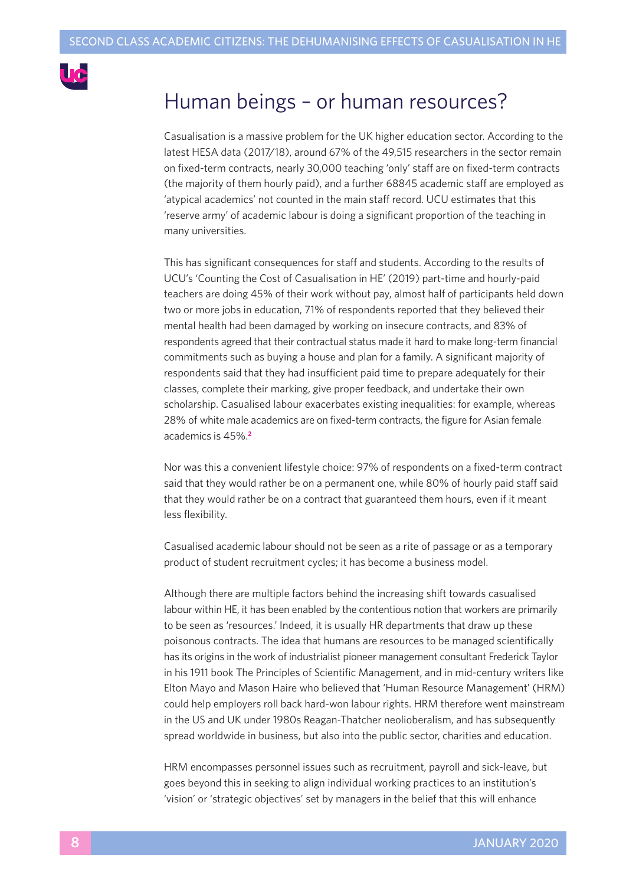## Human beings – or human resources?

Casualisation is a massive problem for the UK higher education sector. According to the latest HESA data (2017/18), around 67% of the 49,515 researchers in the sector remain on fixed-term contracts, nearly 30,000 teaching 'only' staff are on fixed-term contracts (the majority of them hourly paid), and a further 68845 academic staff are employed as 'atypical academics' not counted in the main staff record. UCU estimates that this 'reserve army' of academic labour is doing a significant proportion of the teaching in many universities.

This has significant consequences for staff and students. According to the results of UCU's 'Counting the Cost of Casualisation in HE' (2019) part-time and hourly-paid teachers are doing 45% of their work without pay, almost half of participants held down two or more jobs in education, 71% of respondents reported that they believed their mental health had been damaged by working on insecure contracts, and 83% of respondents agreed that their contractual status made it hard to make long-term financial commitments such as buying a house and plan for a family. A significant majority of respondents said that they had insufficient paid time to prepare adequately for their classes, complete their marking, give proper feedback, and undertake their own scholarship. Casualised labour exacerbates existing inequalities: for example, whereas 28% of white male academics are on fixed-term contracts, the figure for Asian female academics is 45%.[2]

Nor was this a convenient lifestyle choice: 97% of respondents on a fixed-term contract said that they would rather be on a permanent one, while 80% of hourly paid staff said that they would rather be on a contract that guaranteed them hours, even if it meant less flexibility.

Casualised academic labour should not be seen as a rite of passage or as a temporary product of student recruitment cycles; it has become a business model.

Although there are multiple factors behind the increasing shift towards casualised labour within HE, it has been enabled by the contentious notion that workers are primarily to be seen as 'resources.' Indeed, it is usually HR departments that draw up these poisonous contracts. The idea that humans are resources to be managed scientifically has its origins in the work of industrialist pioneer management consultant Frederick Taylor in his 1911 book The Principles of Scientific Management, and in mid-century writers like Elton Mayo and Mason Haire who believed that 'Human Resource Management' (HRM) could help employers roll back hard-won labour rights. HRM therefore went mainstream in the US and UK under 1980s Reagan-Thatcher neolioberalism, and has subsequently spread worldwide in business, but also into the public sector, charities and education.

HRM encompasses personnel issues such as recruitment, payroll and sick-leave, but goes beyond this in seeking to align individual working practices to an institution's 'vision' or 'strategic objectives' set by managers in the belief that this will enhance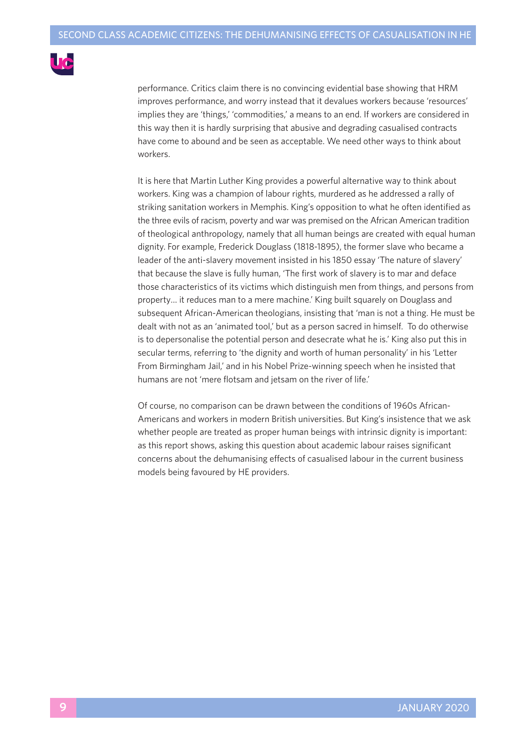performance. Critics claim there is no convincing evidential base showing that HRM improves performance, and worry instead that it devalues workers because 'resources' implies they are 'things,' 'commodities,' a means to an end. If workers are considered in this way then it is hardly surprising that abusive and degrading casualised contracts have come to abound and be seen as acceptable. We need other ways to think about workers.

It is here that Martin Luther King provides a powerful alternative way to think about workers. King was a champion of labour rights, murdered as he addressed a rally of striking sanitation workers in Memphis. King's opposition to what he often identified as the three evils of racism, poverty and war was premised on the African American tradition of theological anthropology, namely that all human beings are created with equal human dignity. For example, Frederick Douglass (1818-1895), the former slave who became a leader of the anti-slavery movement insisted in his 1850 essay 'The nature of slavery' that because the slave is fully human, 'The first work of slavery is to mar and deface those characteristics of its victims which distinguish men from things, and persons from property… it reduces man to a mere machine.' King built squarely on Douglass and subsequent African-American theologians, insisting that 'man is not a thing. He must be dealt with not as an 'animated tool,' but as a person sacred in himself. To do otherwise is to depersonalise the potential person and desecrate what he is.' King also put this in secular terms, referring to 'the dignity and worth of human personality' in his 'Letter From Birmingham Jail,' and in his Nobel Prize-winning speech when he insisted that humans are not 'mere flotsam and jetsam on the river of life.'

Of course, no comparison can be drawn between the conditions of 1960s African-Americans and workers in modern British universities. But King's insistence that we ask whether people are treated as proper human beings with intrinsic dignity is important: as this report shows, asking this question about academic labour raises significant concerns about the dehumanising effects of casualised labour in the current business models being favoured by HE providers.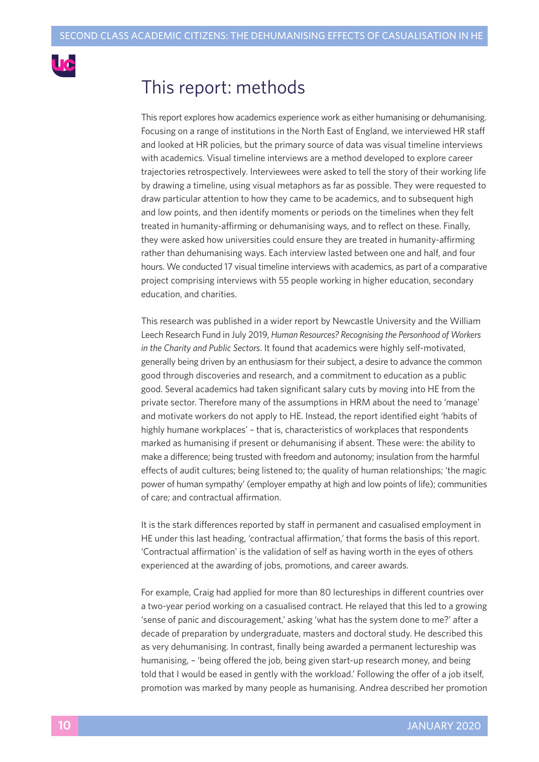# This report: methods

This report explores how academics experience work as either humanising or dehumanising. Focusing on a range of institutions in the North East of England, we interviewed HR staff and looked at HR policies, but the primary source of data was visual timeline interviews with academics. Visual timeline interviews are a method developed to explore career trajectories retrospectively. Interviewees were asked to tell the story of their working life by drawing a timeline, using visual metaphors as far as possible. They were requested to draw particular attention to how they came to be academics, and to subsequent high and low points, and then identify moments or periods on the timelines when they felt treated in humanity-affirming or dehumanising ways, and to reflect on these. Finally, they were asked how universities could ensure they are treated in humanity-affirming rather than dehumanising ways. Each interview lasted between one and half, and four hours. We conducted 17 visual timeline interviews with academics, as part of a comparative project comprising interviews with 55 people working in higher education, secondary education, and charities.

This research was published in a wider report by Newcastle University and the William Leech Research Fund in July 2019, *Human Resources? Recognising the Personhood of Workers in the Charity and Public Sectors*. It found that academics were highly self-motivated, generally being driven by an enthusiasm for their subject, a desire to advance the common good through discoveries and research, and a commitment to education as a public good. Several academics had taken significant salary cuts by moving into HE from the private sector. Therefore many of the assumptions in HRM about the need to 'manage' and motivate workers do not apply to HE. Instead, the report identified eight 'habits of highly humane workplaces' – that is, characteristics of workplaces that respondents marked as humanising if present or dehumanising if absent. These were: the ability to make a difference; being trusted with freedom and autonomy; insulation from the harmful effects of audit cultures; being listened to; the quality of human relationships; 'the magic power of human sympathy' (employer empathy at high and low points of life); communities of care; and contractual affirmation.

It is the stark differences reported by staff in permanent and casualised employment in HE under this last heading, 'contractual affirmation,' that forms the basis of this report. 'Contractual affirmation' is the validation of self as having worth in the eyes of others experienced at the awarding of jobs, promotions, and career awards.

For example, Craig had applied for more than 80 lectureships in different countries over a two-year period working on a casualised contract. He relayed that this led to a growing 'sense of panic and discouragement,' asking 'what has the system done to me?' after a decade of preparation by undergraduate, masters and doctoral study. He described this as very dehumanising. In contrast, finally being awarded a permanent lectureship was humanising, – 'being offered the job, being given start-up research money, and being told that I would be eased in gently with the workload.' Following the offer of a job itself, promotion was marked by many people as humanising. Andrea described her promotion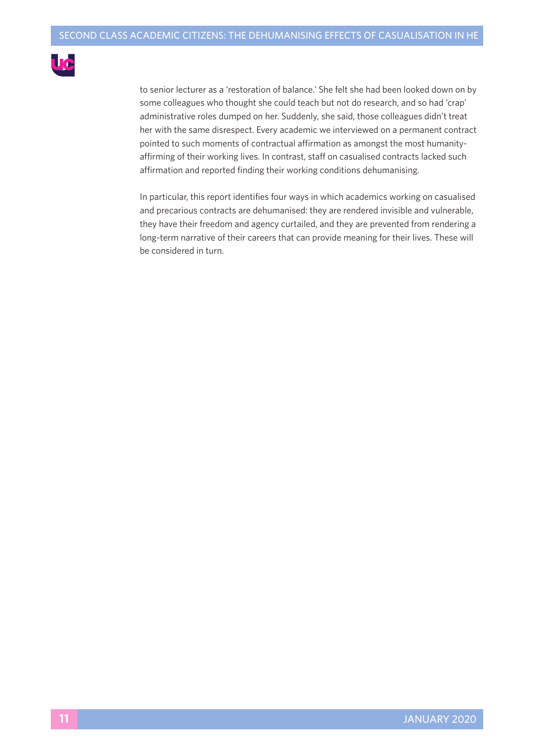to senior lecturer as a 'restoration of balance.' She felt she had been looked down on by some colleagues who thought she could teach but not do research, and so had 'crap' administrative roles dumped on her. Suddenly, she said, those colleagues didn't treat her with the same disrespect. Every academic we interviewed on a permanent contract pointed to such moments of contractual affirmation as amongst the most humanity-affirming of their working lives. In contrast, staff on casualised contracts lacked such affirmation and reported finding their working conditions dehumanising.

In particular, this report identifies four ways in which academics working on casualised and precarious contracts are dehumanised: they are rendered invisible and vulnerable, they have their freedom and agency curtailed, and they are prevented from rendering a long-term narrative of their careers that can provide meaning for their lives. These will be considered in turn.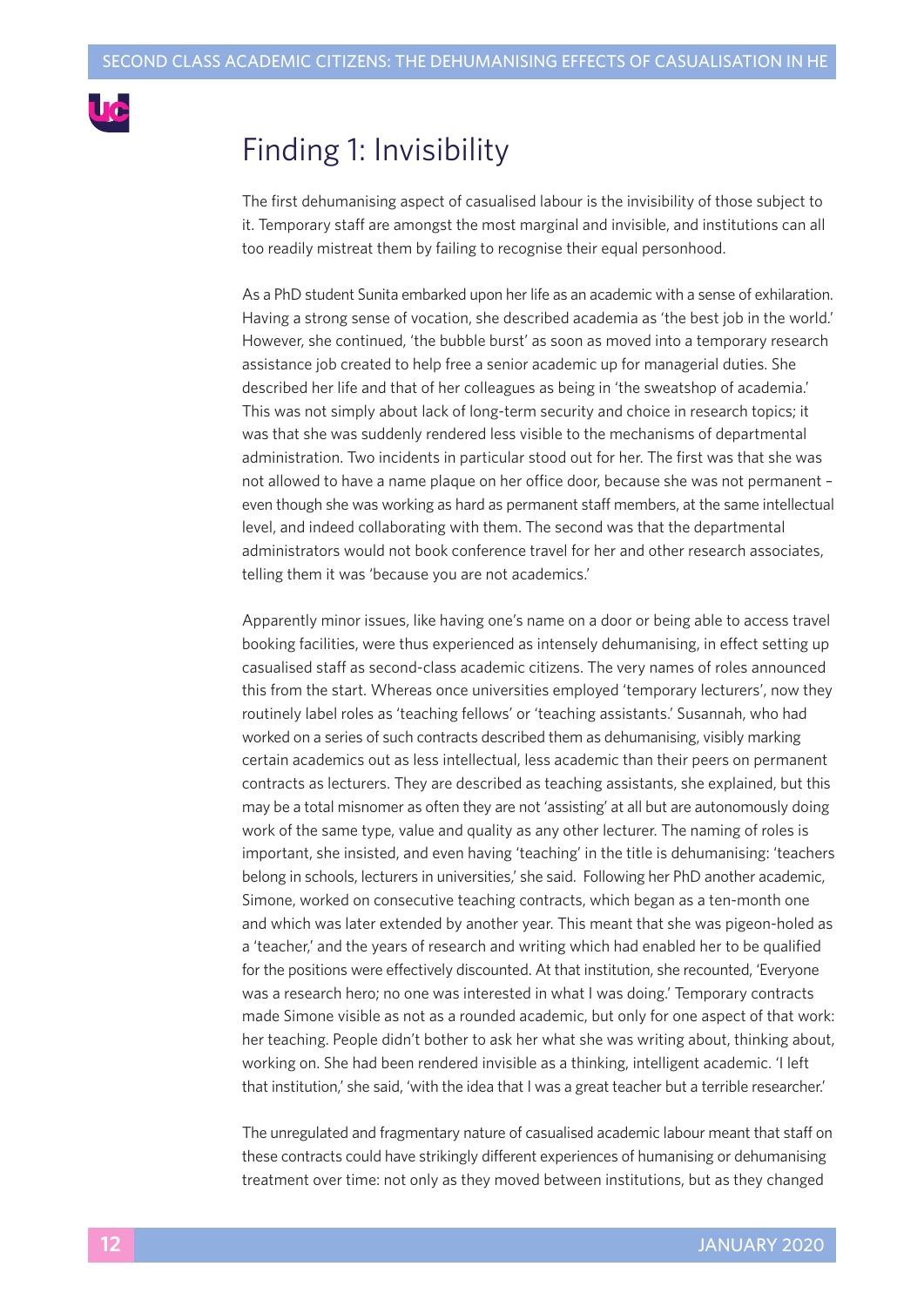## Finding 1: Invisibility

The first dehumanising aspect of casualised labour is the invisibility of those subject to it. Temporary staff are amongst the most marginal and invisible, and institutions can all too readily mistreat them by failing to recognise their equal personhood.

As a PhD student Sunita embarked upon her life as an academic with a sense of exhilaration. Having a strong sense of vocation, she described academia as 'the best job in the world.' However, she continued, 'the bubble burst' as soon as moved into a temporary research assistance job created to help free a senior academic up for managerial duties. She described her life and that of her colleagues as being in 'the sweatshop of academia.' This was not simply about lack of long-term security and choice in research topics; it was that she was suddenly rendered less visible to the mechanisms of departmental administration. Two incidents in particular stood out for her. The first was that she was not allowed to have a name plaque on her office door, because she was not permanent – even though she was working as hard as permanent staff members, at the same intellectual level, and indeed collaborating with them. The second was that the departmental administrators would not book conference travel for her and other research associates, telling them it was 'because you are not academics.'

Apparently minor issues, like having one's name on a door or being able to access travel booking facilities, were thus experienced as intensely dehumanising, in effect setting up casualised staff as second-class academic citizens. The very names of roles announced this from the start. Whereas once universities employed 'temporary lecturers', now they routinely label roles as 'teaching fellows' or 'teaching assistants.' Susannah, who had worked on a series of such contracts described them as dehumanising, visibly marking certain academics out as less intellectual, less academic than their peers on permanent contracts as lecturers. They are described as teaching assistants, she explained, but this may be a total misnomer as often they are not 'assisting' at all but are autonomously doing work of the same type, value and quality as any other lecturer. The naming of roles is important, she insisted, and even having 'teaching' in the title is dehumanising: 'teachers belong in schools, lecturers in universities,' she said. Following her PhD another academic, Simone, worked on consecutive teaching contracts, which began as a ten-month one and which was later extended by another year. This meant that she was pigeon-holed as a 'teacher,' and the years of research and writing which had enabled her to be qualified for the positions were effectively discounted. At that institution, she recounted, 'Everyone was a research hero; no one was interested in what I was doing.' Temporary contracts made Simone visible as not as a rounded academic, but only for one aspect of that work: her teaching. People didn't bother to ask her what she was writing about, thinking about, working on. She had been rendered invisible as a thinking, intelligent academic. 'I left that institution,' she said, 'with the idea that I was a great teacher but a terrible researcher.'

The unregulated and fragmentary nature of casualised academic labour meant that staff on these contracts could have strikingly different experiences of humanising or dehumanising treatment over time: not only as they moved between institutions, but as they changed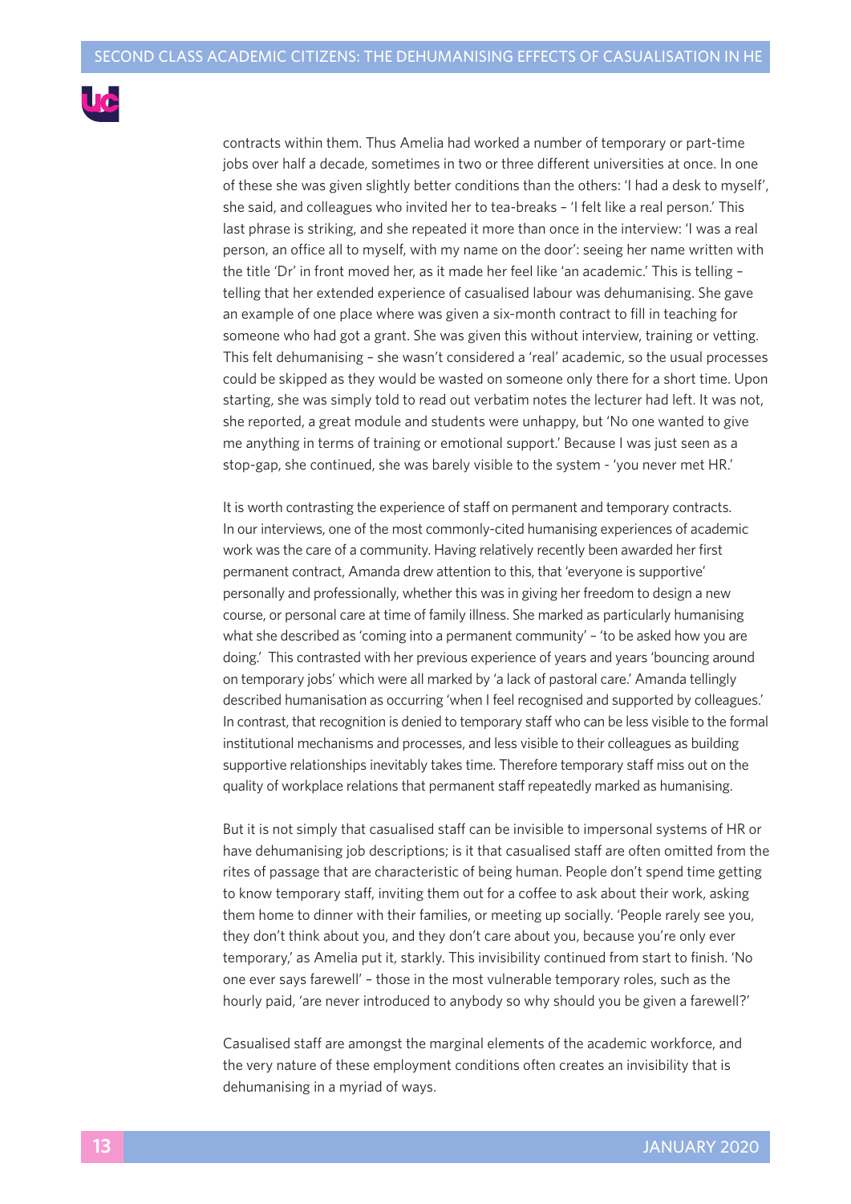contracts within them. Thus Amelia had worked a number of temporary or part-time jobs over half a decade, sometimes in two or three different universities at once. In one of these she was given slightly better conditions than the others: 'I had a desk to myself', she said, and colleagues who invited her to tea-breaks – 'I felt like a real person.' This last phrase is striking, and she repeated it more than once in the interview: 'I was a real person, an office all to myself, with my name on the door': seeing her name written with the title 'Dr' in front moved her, as it made her feel like 'an academic.' This is telling – telling that her extended experience of casualised labour was dehumanising. She gave an example of one place where was given a six-month contract to fill in teaching for someone who had got a grant. She was given this without interview, training or vetting. This felt dehumanising – she wasn't considered a 'real' academic, so the usual processes could be skipped as they would be wasted on someone only there for a short time. Upon starting, she was simply told to read out verbatim notes the lecturer had left. It was not, she reported, a great module and students were unhappy, but 'No one wanted to give me anything in terms of training or emotional support.' Because I was just seen as a stop-gap, she continued, she was barely visible to the system - 'you never met HR.'

It is worth contrasting the experience of staff on permanent and temporary contracts. In our interviews, one of the most commonly-cited humanising experiences of academic work was the care of a community. Having relatively recently been awarded her first permanent contract, Amanda drew attention to this, that 'everyone is supportive' personally and professionally, whether this was in giving her freedom to design a new course, or personal care at time of family illness. She marked as particularly humanising what she described as 'coming into a permanent community' – 'to be asked how you are doing.' This contrasted with her previous experience of years and years 'bouncing around on temporary jobs' which were all marked by 'a lack of pastoral care.' Amanda tellingly described humanisation as occurring 'when I feel recognised and supported by colleagues.' In contrast, that recognition is denied to temporary staff who can be less visible to the formal institutional mechanisms and processes, and less visible to their colleagues as building supportive relationships inevitably takes time. Therefore temporary staff miss out on the quality of workplace relations that permanent staff repeatedly marked as humanising.

But it is not simply that casualised staff can be invisible to impersonal systems of HR or have dehumanising job descriptions; is it that casualised staff are often omitted from the rites of passage that are characteristic of being human. People don't spend time getting to know temporary staff, inviting them out for a coffee to ask about their work, asking them home to dinner with their families, or meeting up socially. 'People rarely see you, they don't think about you, and they don't care about you, because you're only ever temporary,' as Amelia put it, starkly. This invisibility continued from start to finish. 'No one ever says farewell' – those in the most vulnerable temporary roles, such as the hourly paid, 'are never introduced to anybody so why should you be given a farewell?'

Casualised staff are amongst the marginal elements of the academic workforce, and the very nature of these employment conditions often creates an invisibility that is dehumanising in a myriad of ways.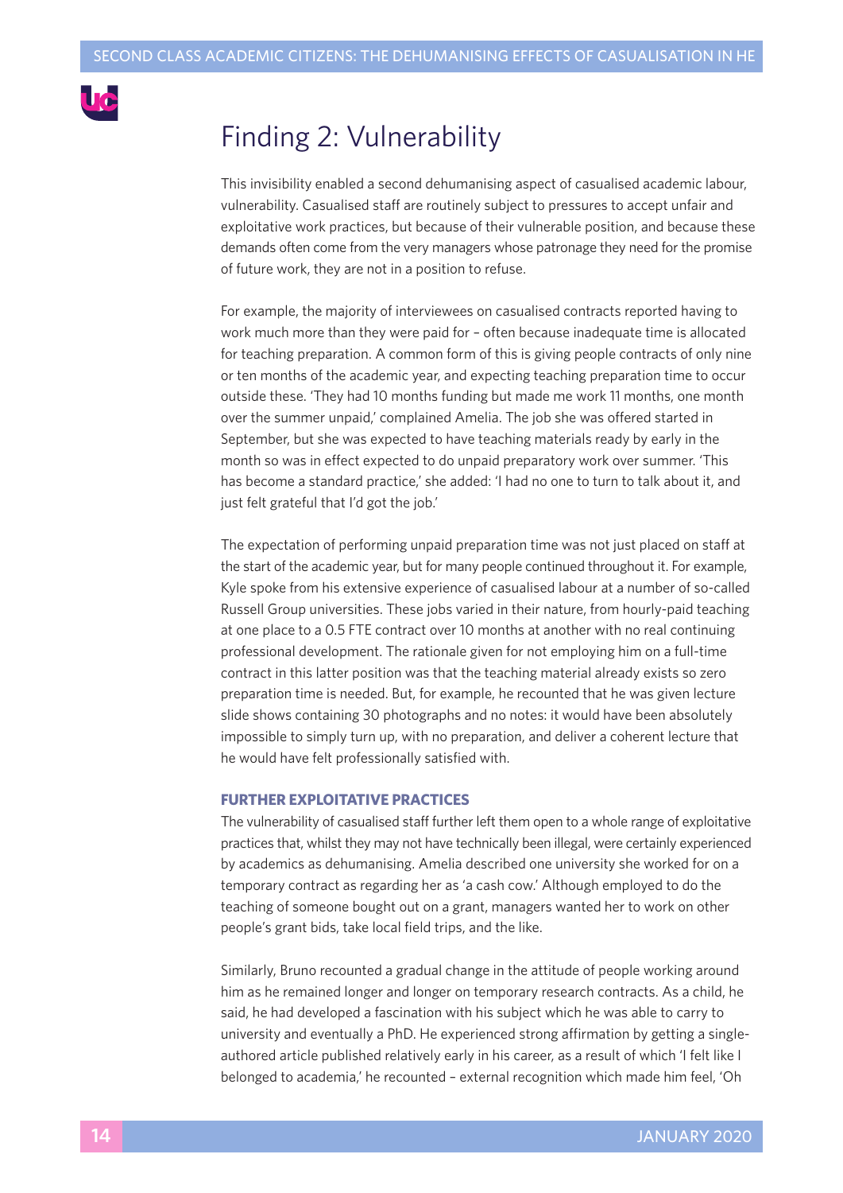## Finding 2: Vulnerability

This invisibility enabled a second dehumanising aspect of casualised academic labour, vulnerability. Casualised staff are routinely subject to pressures to accept unfair and exploitative work practices, but because of their vulnerable position, and because these demands often come from the very managers whose patronage they need for the promise of future work, they are not in a position to refuse.

For example, the majority of interviewees on casualised contracts reported having to work much more than they were paid for – often because inadequate time is allocated for teaching preparation. A common form of this is giving people contracts of only nine or ten months of the academic year, and expecting teaching preparation time to occur outside these. 'They had 10 months funding but made me work 11 months, one month over the summer unpaid,' complained Amelia. The job she was offered started in September, but she was expected to have teaching materials ready by early in the month so was in effect expected to do unpaid preparatory work over summer. 'This has become a standard practice,' she added: 'I had no one to turn to talk about it, and just felt grateful that I'd got the job.'

The expectation of performing unpaid preparation time was not just placed on staff at the start of the academic year, but for many people continued throughout it. For example, Kyle spoke from his extensive experience of casualised labour at a number of so-called Russell Group universities. These jobs varied in their nature, from hourly-paid teaching at one place to a 0.5 FTE contract over 10 months at another with no real continuing professional development. The rationale given for not employing him on a full-time contract in this latter position was that the teaching material already exists so zero preparation time is needed. But, for example, he recounted that he was given lecture slide shows containing 30 photographs and no notes: it would have been absolutely impossible to simply turn up, with no preparation, and deliver a coherent lecture that he would have felt professionally satisfied with.

### FURTHER EXPLOITATIVE PRACTICES

The vulnerability of casualised staff further left them open to a whole range of exploitative practices that, whilst they may not have technically been illegal, were certainly experienced by academics as dehumanising. Amelia described one university she worked for on a temporary contract as regarding her as 'a cash cow.' Although employed to do the teaching of someone bought out on a grant, managers wanted her to work on other people's grant bids, take local field trips, and the like.

Similarly, Bruno recounted a gradual change in the attitude of people working around him as he remained longer and longer on temporary research contracts. As a child, he said, he had developed a fascination with his subject which he was able to carry to university and eventually a PhD. He experienced strong affirmation by getting a single-authored article published relatively early in his career, as a result of which 'I felt like I belonged to academia,' he recounted – external recognition which made him feel, 'Oh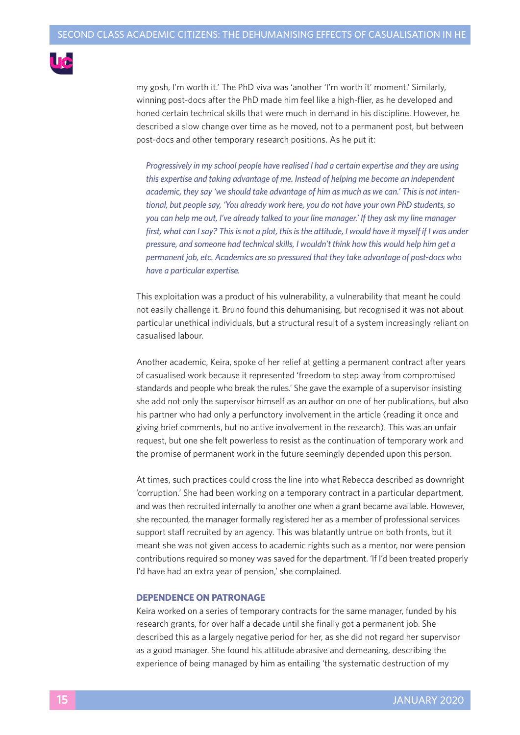my gosh, I'm worth it.' The PhD viva was 'another 'I'm worth it' moment.' Similarly, winning post-docs after the PhD made him feel like a high-flier, as he developed and honed certain technical skills that were much in demand in his discipline. However, he described a slow change over time as he moved, not to a permanent post, but between post-docs and other temporary research positions. As he put it:

> *Progressively in my school people have realised I had a certain expertise and they are using this expertise and taking advantage of me. Instead of helping me become an independent academic, they say 'we should take advantage of him as much as we can.' This is not intentional, but people say, 'You already work here, you do not have your own PhD students, so you can help me out, I've already talked to your line manager.' If they ask my line manager first, what can I say? This is not a plot, this is the attitude, I would have it myself if I was under pressure, and someone had technical skills, I wouldn't think how this would help him get a permanent job, etc. Academics are so pressured that they take advantage of post-docs who have a particular expertise.*

This exploitation was a product of his vulnerability, a vulnerability that meant he could not easily challenge it. Bruno found this dehumanising, but recognised it was not about particular unethical individuals, but a structural result of a system increasingly reliant on casualised labour.

Another academic, Keira, spoke of her relief at getting a permanent contract after years of casualised work because it represented 'freedom to step away from compromised standards and people who break the rules.' She gave the example of a supervisor insisting she add not only the supervisor himself as an author on one of her publications, but also his partner who had only a perfunctory involvement in the article (reading it once and giving brief comments, but no active involvement in the research). This was an unfair request, but one she felt powerless to resist as the continuation of temporary work and the promise of permanent work in the future seemingly depended upon this person.

At times, such practices could cross the line into what Rebecca described as downright 'corruption.' She had been working on a temporary contract in a particular department, and was then recruited internally to another one when a grant became available. However, she recounted, the manager formally registered her as a member of professional services support staff recruited by an agency. This was blatantly untrue on both fronts, but it meant she was not given access to academic rights such as a mentor, nor were pension contributions required so money was saved for the department. 'If I'd been treated properly I'd have had an extra year of pension,' she complained.

### DEPENDENCE ON PATRONAGE

Keira worked on a series of temporary contracts for the same manager, funded by his research grants, for over half a decade until she finally got a permanent job. She described this as a largely negative period for her, as she did not regard her supervisor as a good manager. She found his attitude abrasive and demeaning, describing the experience of being managed by him as entailing 'the systematic destruction of my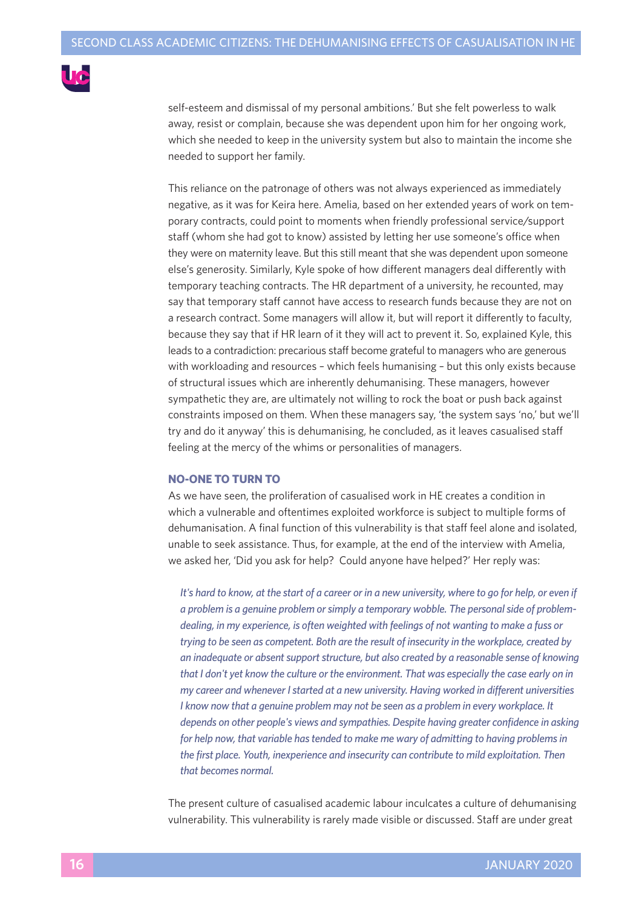self-esteem and dismissal of my personal ambitions.' But she felt powerless to walk away, resist or complain, because she was dependent upon him for her ongoing work, which she needed to keep in the university system but also to maintain the income she needed to support her family.

This reliance on the patronage of others was not always experienced as immediately negative, as it was for Keira here. Amelia, based on her extended years of work on temporary contracts, could point to moments when friendly professional service/support staff (whom she had got to know) assisted by letting her use someone's office when they were on maternity leave. But this still meant that she was dependent upon someone else's generosity. Similarly, Kyle spoke of how different managers deal differently with temporary teaching contracts. The HR department of a university, he recounted, may say that temporary staff cannot have access to research funds because they are not on a research contract. Some managers will allow it, but will report it differently to faculty, because they say that if HR learn of it they will act to prevent it. So, explained Kyle, this leads to a contradiction: precarious staff become grateful to managers who are generous with workloading and resources – which feels humanising – but this only exists because of structural issues which are inherently dehumanising. These managers, however sympathetic they are, are ultimately not willing to rock the boat or push back against constraints imposed on them. When these managers say, 'the system says 'no,' but we'll try and do it anyway' this is dehumanising, he concluded, as it leaves casualised staff feeling at the mercy of the whims or personalities of managers.

### NO-ONE TO TURN TO

As we have seen, the proliferation of casualised work in HE creates a condition in which a vulnerable and oftentimes exploited workforce is subject to multiple forms of dehumanisation. A final function of this vulnerability is that staff feel alone and isolated, unable to seek assistance. Thus, for example, at the end of the interview with Amelia, we asked her, 'Did you ask for help? Could anyone have helped?' Her reply was:

> *It's hard to know, at the start of a career or in a new university, where to go for help, or even if a problem is a genuine problem or simply a temporary wobble. The personal side of problem-dealing, in my experience, is often weighted with feelings of not wanting to make a fuss or trying to be seen as competent. Both are the result of insecurity in the workplace, created by an inadequate or absent support structure, but also created by a reasonable sense of knowing that I don't yet know the culture or the environment. That was especially the case early on in my career and whenever I started at a new university. Having worked in different universities I know now that a genuine problem may not be seen as a problem in every workplace. It depends on other people's views and sympathies. Despite having greater confidence in asking for help now, that variable has tended to make me wary of admitting to having problems in the first place. Youth, inexperience and insecurity can contribute to mild exploitation. Then that becomes normal.*

The present culture of casualised academic labour inculcates a culture of dehumanising vulnerability. This vulnerability is rarely made visible or discussed. Staff are under great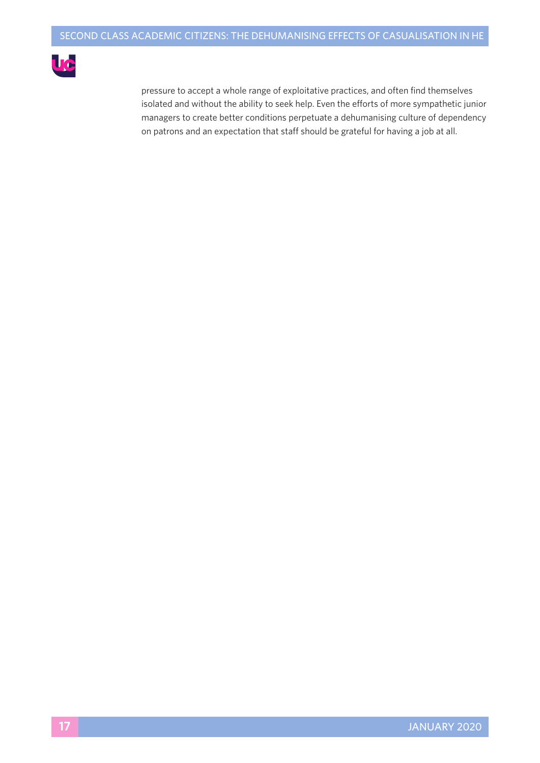pressure to accept a whole range of exploitative practices, and often find themselves isolated and without the ability to seek help. Even the efforts of more sympathetic junior managers to create better conditions perpetuate a dehumanising culture of dependency on patrons and an expectation that staff should be grateful for having a job at all.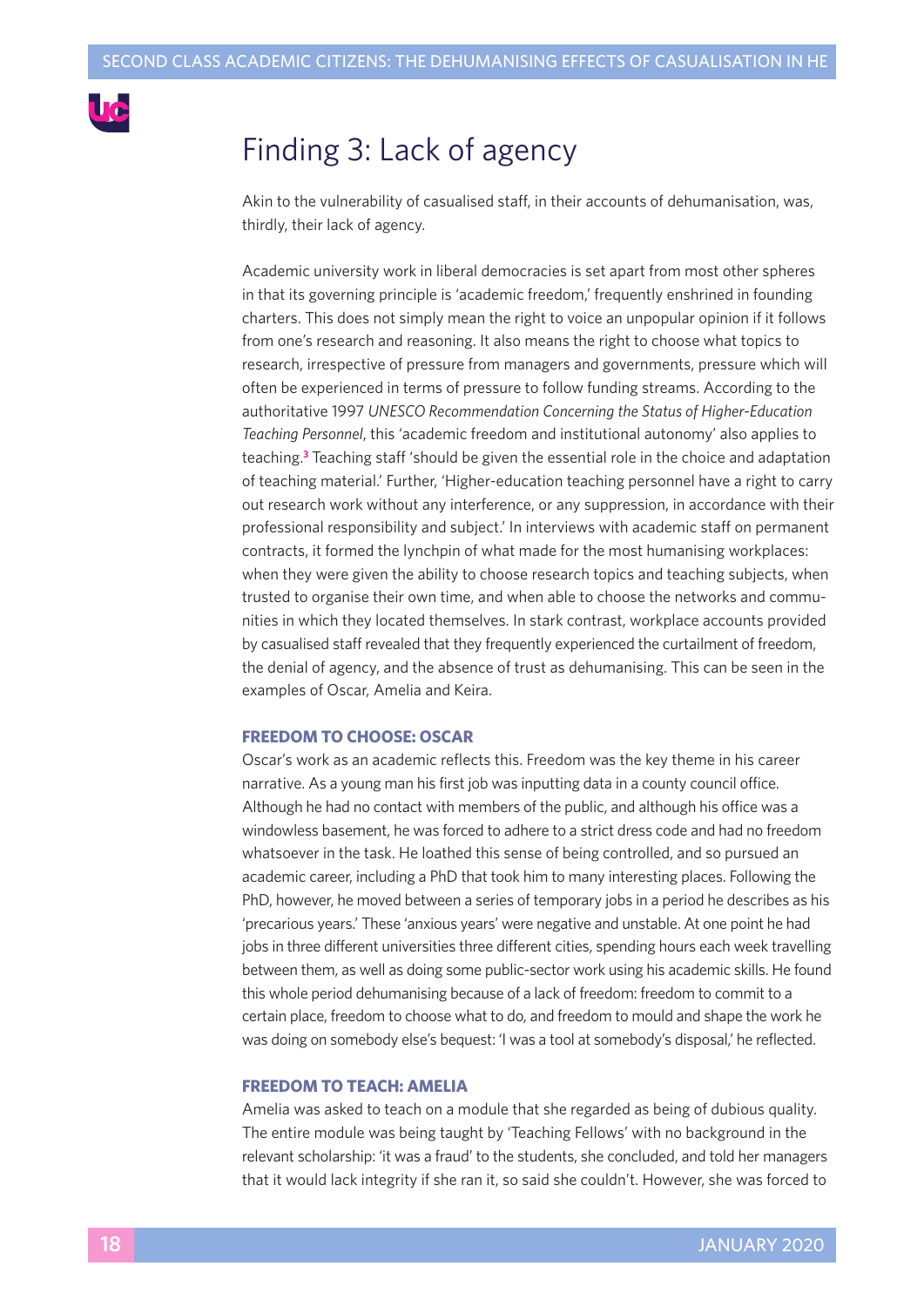# Finding 3: Lack of agency

Akin to the vulnerability of casualised staff, in their accounts of dehumanisation, was, thirdly, their lack of agency.

Academic university work in liberal democracies is set apart from most other spheres in that its governing principle is 'academic freedom,' frequently enshrined in founding charters. This does not simply mean the right to voice an unpopular opinion if it follows from one's research and reasoning. It also means the right to choose what topics to research, irrespective of pressure from managers and governments, pressure which will often be experienced in terms of pressure to follow funding streams. According to the authoritative 1997 *UNESCO Recommendation Concerning the Status of Higher-Education Teaching Personnel*, this 'academic freedom and institutional autonomy' also applies to teaching.[3] Teaching staff 'should be given the essential role in the choice and adaptation of teaching material.' Further, 'Higher-education teaching personnel have a right to carry out research work without any interference, or any suppression, in accordance with their professional responsibility and subject.' In interviews with academic staff on permanent contracts, it formed the lynchpin of what made for the most humanising workplaces: when they were given the ability to choose research topics and teaching subjects, when trusted to organise their own time, and when able to choose the networks and communities in which they located themselves. In stark contrast, workplace accounts provided by casualised staff revealed that they frequently experienced the curtailment of freedom, the denial of agency, and the absence of trust as dehumanising. This can be seen in the examples of Oscar, Amelia and Keira.

#### FREEDOM TO CHOOSE: OSCAR

Oscar's work as an academic reflects this. Freedom was the key theme in his career narrative. As a young man his first job was inputting data in a county council office. Although he had no contact with members of the public, and although his office was a windowless basement, he was forced to adhere to a strict dress code and had no freedom whatsoever in the task. He loathed this sense of being controlled, and so pursued an academic career, including a PhD that took him to many interesting places. Following the PhD, however, he moved between a series of temporary jobs in a period he describes as his 'precarious years.' These 'anxious years' were negative and unstable. At one point he had jobs in three different universities three different cities, spending hours each week travelling between them, as well as doing some public-sector work using his academic skills. He found this whole period dehumanising because of a lack of freedom: freedom to commit to a certain place, freedom to choose what to do, and freedom to mould and shape the work he was doing on somebody else's bequest: 'I was a tool at somebody's disposal,' he reflected.

#### FREEDOM TO TEACH: AMELIA

Amelia was asked to teach on a module that she regarded as being of dubious quality. The entire module was being taught by 'Teaching Fellows' with no background in the relevant scholarship: 'it was a fraud' to the students, she concluded, and told her managers that it would lack integrity if she ran it, so said she couldn't. However, she was forced to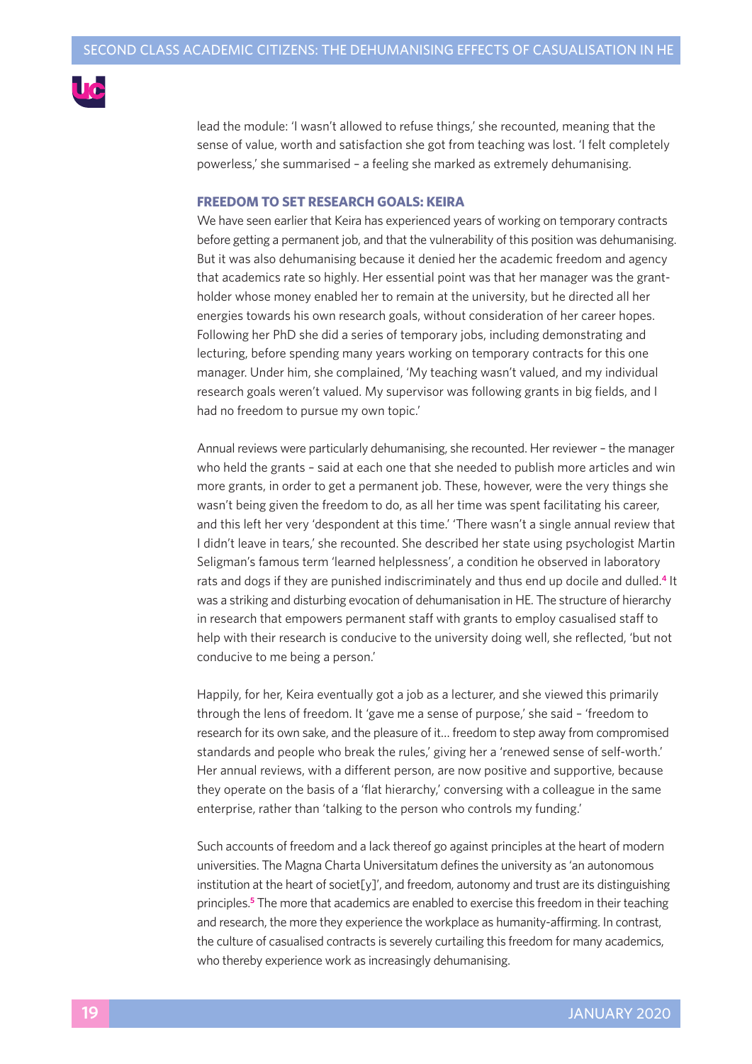lead the module: 'I wasn't allowed to refuse things,' she recounted, meaning that the sense of value, worth and satisfaction she got from teaching was lost. 'I felt completely powerless,' she summarised – a feeling she marked as extremely dehumanising.

### FREEDOM TO SET RESEARCH GOALS: KEIRA

We have seen earlier that Keira has experienced years of working on temporary contracts before getting a permanent job, and that the vulnerability of this position was dehumanising. But it was also dehumanising because it denied her the academic freedom and agency that academics rate so highly. Her essential point was that her manager was the grant-holder whose money enabled her to remain at the university, but he directed all her energies towards his own research goals, without consideration of her career hopes. Following her PhD she did a series of temporary jobs, including demonstrating and lecturing, before spending many years working on temporary contracts for this one manager. Under him, she complained, 'My teaching wasn't valued, and my individual research goals weren't valued. My supervisor was following grants in big fields, and I had no freedom to pursue my own topic.'

Annual reviews were particularly dehumanising, she recounted. Her reviewer – the manager who held the grants – said at each one that she needed to publish more articles and win more grants, in order to get a permanent job. These, however, were the very things she wasn't being given the freedom to do, as all her time was spent facilitating his career, and this left her very 'despondent at this time.' 'There wasn't a single annual review that I didn't leave in tears,' she recounted. She described her state using psychologist Martin Seligman's famous term 'learned helplessness', a condition he observed in laboratory rats and dogs if they are punished indiscriminately and thus end up docile and dulled.[4] It was a striking and disturbing evocation of dehumanisation in HE. The structure of hierarchy in research that empowers permanent staff with grants to employ casualised staff to help with their research is conducive to the university doing well, she reflected, 'but not conducive to me being a person.'

Happily, for her, Keira eventually got a job as a lecturer, and she viewed this primarily through the lens of freedom. It 'gave me a sense of purpose,' she said – 'freedom to research for its own sake, and the pleasure of it… freedom to step away from compromised standards and people who break the rules,' giving her a 'renewed sense of self-worth.' Her annual reviews, with a different person, are now positive and supportive, because they operate on the basis of a 'flat hierarchy,' conversing with a colleague in the same enterprise, rather than 'talking to the person who controls my funding.'

Such accounts of freedom and a lack thereof go against principles at the heart of modern universities. The Magna Charta Universitatum defines the university as 'an autonomous institution at the heart of societ[y]', and freedom, autonomy and trust are its distinguishing principles.[5] The more that academics are enabled to exercise this freedom in their teaching and research, the more they experience the workplace as humanity-affirming. In contrast, the culture of casualised contracts is severely curtailing this freedom for many academics, who thereby experience work as increasingly dehumanising.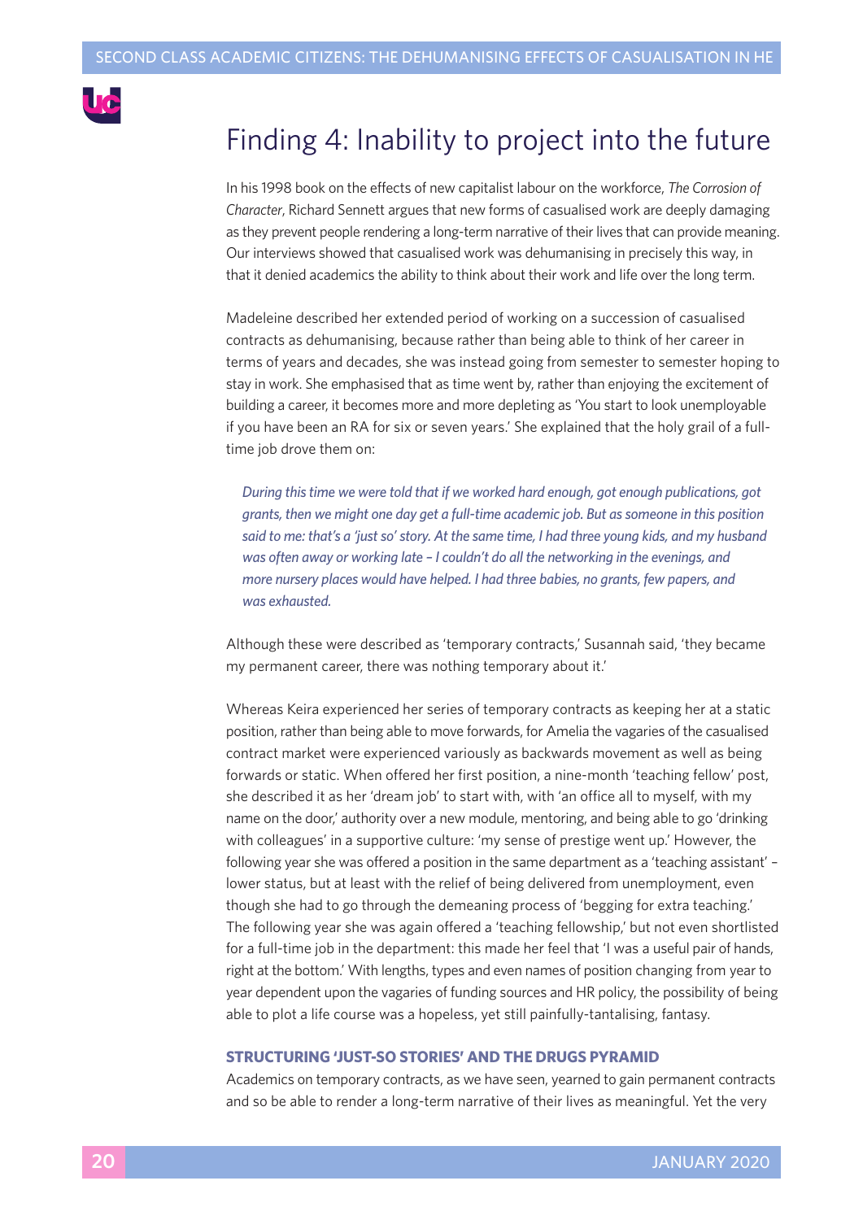## Finding 4: Inability to project into the future

In his 1998 book on the effects of new capitalist labour on the workforce, *The Corrosion of Character*, Richard Sennett argues that new forms of casualised work are deeply damaging as they prevent people rendering a long-term narrative of their lives that can provide meaning. Our interviews showed that casualised work was dehumanising in precisely this way, in that it denied academics the ability to think about their work and life over the long term.

Madeleine described her extended period of working on a succession of casualised contracts as dehumanising, because rather than being able to think of her career in terms of years and decades, she was instead going from semester to semester hoping to stay in work. She emphasised that as time went by, rather than enjoying the excitement of building a career, it becomes more and more depleting as 'You start to look unemployable if you have been an RA for six or seven years.' She explained that the holy grail of a full-time job drove them on:

> *During this time we were told that if we worked hard enough, got enough publications, got grants, then we might one day get a full-time academic job. But as someone in this position said to me: that's a 'just so' story. At the same time, I had three young kids, and my husband was often away or working late – I couldn't do all the networking in the evenings, and more nursery places would have helped. I had three babies, no grants, few papers, and was exhausted.*

Although these were described as 'temporary contracts,' Susannah said, 'they became my permanent career, there was nothing temporary about it.'

Whereas Keira experienced her series of temporary contracts as keeping her at a static position, rather than being able to move forwards, for Amelia the vagaries of the casualised contract market were experienced variously as backwards movement as well as being forwards or static. When offered her first position, a nine-month 'teaching fellow' post, she described it as her 'dream job' to start with, with 'an office all to myself, with my name on the door,' authority over a new module, mentoring, and being able to go 'drinking with colleagues' in a supportive culture: 'my sense of prestige went up.' However, the following year she was offered a position in the same department as a 'teaching assistant' – lower status, but at least with the relief of being delivered from unemployment, even though she had to go through the demeaning process of 'begging for extra teaching.' The following year she was again offered a 'teaching fellowship,' but not even shortlisted for a full-time job in the department: this made her feel that 'I was a useful pair of hands, right at the bottom.' With lengths, types and even names of position changing from year to year dependent upon the vagaries of funding sources and HR policy, the possibility of being able to plot a life course was a hopeless, yet still painfully-tantalising, fantasy.

### STRUCTURING 'JUST-SO STORIES' AND THE DRUGS PYRAMID

Academics on temporary contracts, as we have seen, yearned to gain permanent contracts and so be able to render a long-term narrative of their lives as meaningful. Yet the very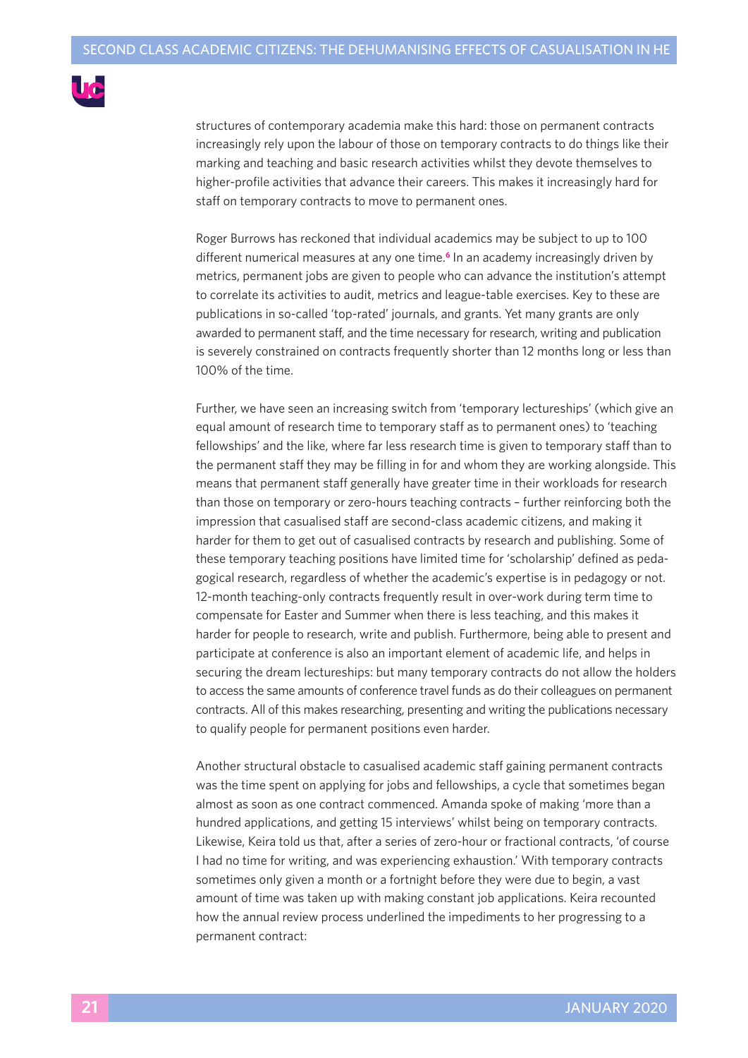structures of contemporary academia make this hard: those on permanent contracts increasingly rely upon the labour of those on temporary contracts to do things like their marking and teaching and basic research activities whilst they devote themselves to higher-profile activities that advance their careers. This makes it increasingly hard for staff on temporary contracts to move to permanent ones.

Roger Burrows has reckoned that individual academics may be subject to up to 100 different numerical measures at any one time.[6] In an academy increasingly driven by metrics, permanent jobs are given to people who can advance the institution's attempt to correlate its activities to audit, metrics and league-table exercises. Key to these are publications in so-called 'top-rated' journals, and grants. Yet many grants are only awarded to permanent staff, and the time necessary for research, writing and publication is severely constrained on contracts frequently shorter than 12 months long or less than 100% of the time.

Further, we have seen an increasing switch from 'temporary lectureships' (which give an equal amount of research time to temporary staff as to permanent ones) to 'teaching fellowships' and the like, where far less research time is given to temporary staff than to the permanent staff they may be filling in for and whom they are working alongside. This means that permanent staff generally have greater time in their workloads for research than those on temporary or zero-hours teaching contracts – further reinforcing both the impression that casualised staff are second-class academic citizens, and making it harder for them to get out of casualised contracts by research and publishing. Some of these temporary teaching positions have limited time for 'scholarship' defined as pedagogical research, regardless of whether the academic's expertise is in pedagogy or not. 12-month teaching-only contracts frequently result in over-work during term time to compensate for Easter and Summer when there is less teaching, and this makes it harder for people to research, write and publish. Furthermore, being able to present and participate at conference is also an important element of academic life, and helps in securing the dream lectureships: but many temporary contracts do not allow the holders to access the same amounts of conference travel funds as do their colleagues on permanent contracts. All of this makes researching, presenting and writing the publications necessary to qualify people for permanent positions even harder.

Another structural obstacle to casualised academic staff gaining permanent contracts was the time spent on applying for jobs and fellowships, a cycle that sometimes began almost as soon as one contract commenced. Amanda spoke of making 'more than a hundred applications, and getting 15 interviews' whilst being on temporary contracts. Likewise, Keira told us that, after a series of zero-hour or fractional contracts, 'of course I had no time for writing, and was experiencing exhaustion.' With temporary contracts sometimes only given a month or a fortnight before they were due to begin, a vast amount of time was taken up with making constant job applications. Keira recounted how the annual review process underlined the impediments to her progressing to a permanent contract: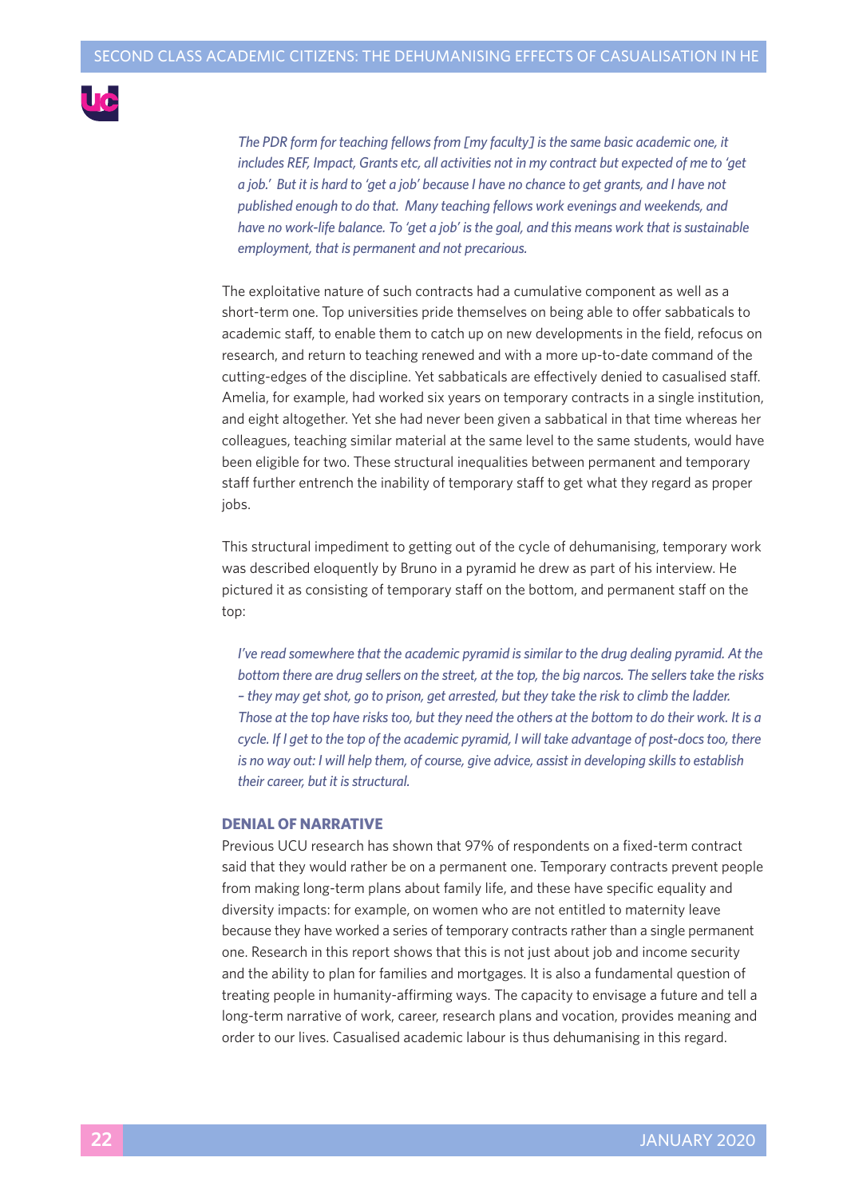*The PDR form for teaching fellows from [my faculty] is the same basic academic one, it includes REF, Impact, Grants etc, all activities not in my contract but expected of me to 'get a job.' But it is hard to 'get a job' because I have no chance to get grants, and I have not published enough to do that. Many teaching fellows work evenings and weekends, and have no work-life balance. To 'get a job' is the goal, and this means work that is sustainable employment, that is permanent and not precarious.*

The exploitative nature of such contracts had a cumulative component as well as a short-term one. Top universities pride themselves on being able to offer sabbaticals to academic staff, to enable them to catch up on new developments in the field, refocus on research, and return to teaching renewed and with a more up-to-date command of the cutting-edges of the discipline. Yet sabbaticals are effectively denied to casualised staff. Amelia, for example, had worked six years on temporary contracts in a single institution, and eight altogether. Yet she had never been given a sabbatical in that time whereas her colleagues, teaching similar material at the same level to the same students, would have been eligible for two. These structural inequalities between permanent and temporary staff further entrench the inability of temporary staff to get what they regard as proper jobs.

This structural impediment to getting out of the cycle of dehumanising, temporary work was described eloquently by Bruno in a pyramid he drew as part of his interview. He pictured it as consisting of temporary staff on the bottom, and permanent staff on the top:

*I've read somewhere that the academic pyramid is similar to the drug dealing pyramid. At the bottom there are drug sellers on the street, at the top, the big narcos. The sellers take the risks – they may get shot, go to prison, get arrested, but they take the risk to climb the ladder. Those at the top have risks too, but they need the others at the bottom to do their work. It is a cycle. If I get to the top of the academic pyramid, I will take advantage of post-docs too, there is no way out: I will help them, of course, give advice, assist in developing skills to establish their career, but it is structural.*

## DENIAL OF NARRATIVE

Previous UCU research has shown that 97% of respondents on a fixed-term contract said that they would rather be on a permanent one. Temporary contracts prevent people from making long-term plans about family life, and these have specific equality and diversity impacts: for example, on women who are not entitled to maternity leave because they have worked a series of temporary contracts rather than a single permanent one. Research in this report shows that this is not just about job and income security and the ability to plan for families and mortgages. It is also a fundamental question of treating people in humanity-affirming ways. The capacity to envisage a future and tell a long-term narrative of work, career, research plans and vocation, provides meaning and order to our lives. Casualised academic labour is thus dehumanising in this regard.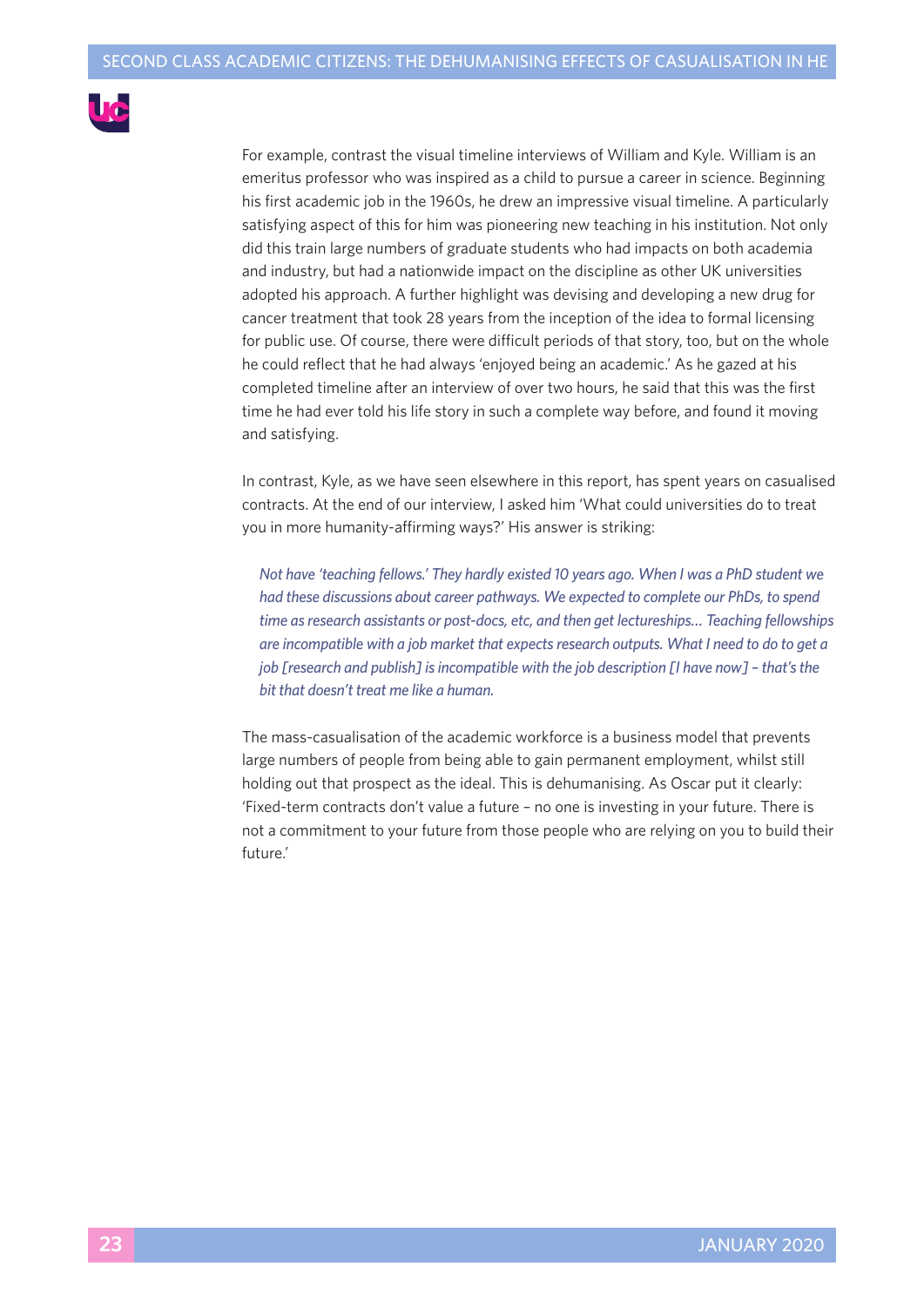For example, contrast the visual timeline interviews of William and Kyle. William is an emeritus professor who was inspired as a child to pursue a career in science. Beginning his first academic job in the 1960s, he drew an impressive visual timeline. A particularly satisfying aspect of this for him was pioneering new teaching in his institution. Not only did this train large numbers of graduate students who had impacts on both academia and industry, but had a nationwide impact on the discipline as other UK universities adopted his approach. A further highlight was devising and developing a new drug for cancer treatment that took 28 years from the inception of the idea to formal licensing for public use. Of course, there were difficult periods of that story, too, but on the whole he could reflect that he had always 'enjoyed being an academic.' As he gazed at his completed timeline after an interview of over two hours, he said that this was the first time he had ever told his life story in such a complete way before, and found it moving and satisfying.

In contrast, Kyle, as we have seen elsewhere in this report, has spent years on casualised contracts. At the end of our interview, I asked him 'What could universities do to treat you in more humanity-affirming ways?' His answer is striking:

> *Not have 'teaching fellows.' They hardly existed 10 years ago. When I was a PhD student we had these discussions about career pathways. We expected to complete our PhDs, to spend time as research assistants or post-docs, etc, and then get lectureships… Teaching fellowships are incompatible with a job market that expects research outputs. What I need to do to get a job [research and publish] is incompatible with the job description [I have now] – that's the bit that doesn't treat me like a human.*

The mass-casualisation of the academic workforce is a business model that prevents large numbers of people from being able to gain permanent employment, whilst still holding out that prospect as the ideal. This is dehumanising. As Oscar put it clearly: 'Fixed-term contracts don't value a future – no one is investing in your future. There is not a commitment to your future from those people who are relying on you to build their future.'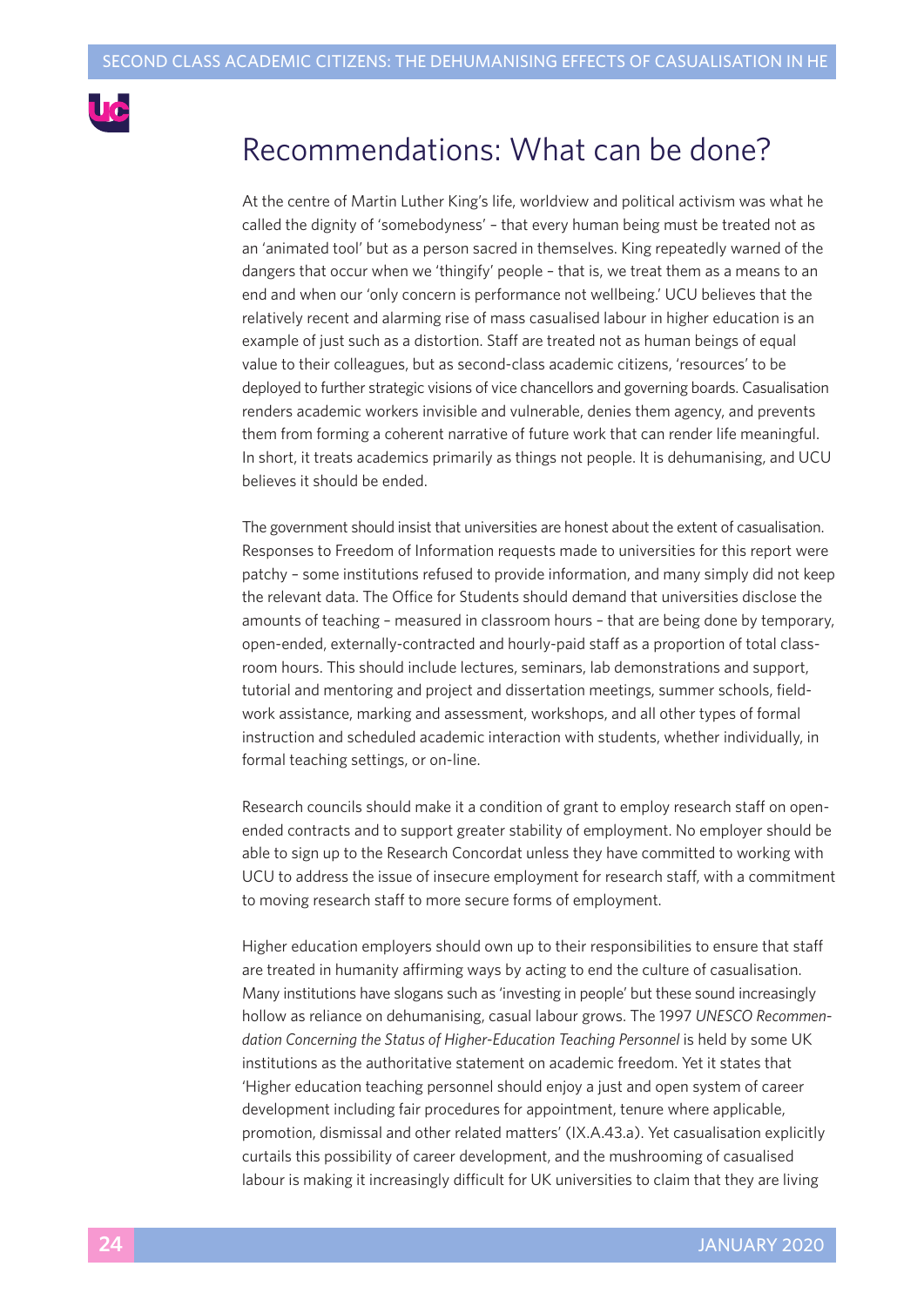## Recommendations: What can be done?

At the centre of Martin Luther King's life, worldview and political activism was what he called the dignity of 'somebodyness' – that every human being must be treated not as an 'animated tool' but as a person sacred in themselves. King repeatedly warned of the dangers that occur when we 'thingify' people – that is, we treat them as a means to an end and when our 'only concern is performance not wellbeing.' UCU believes that the relatively recent and alarming rise of mass casualised labour in higher education is an example of just such as a distortion. Staff are treated not as human beings of equal value to their colleagues, but as second-class academic citizens, 'resources' to be deployed to further strategic visions of vice chancellors and governing boards. Casualisation renders academic workers invisible and vulnerable, denies them agency, and prevents them from forming a coherent narrative of future work that can render life meaningful. In short, it treats academics primarily as things not people. It is dehumanising, and UCU believes it should be ended.

The government should insist that universities are honest about the extent of casualisation. Responses to Freedom of Information requests made to universities for this report were patchy – some institutions refused to provide information, and many simply did not keep the relevant data. The Office for Students should demand that universities disclose the amounts of teaching – measured in classroom hours – that are being done by temporary, open-ended, externally-contracted and hourly-paid staff as a proportion of total classroom hours. This should include lectures, seminars, lab demonstrations and support, tutorial and mentoring and project and dissertation meetings, summer schools, fieldwork assistance, marking and assessment, workshops, and all other types of formal instruction and scheduled academic interaction with students, whether individually, in formal teaching settings, or on-line.

Research councils should make it a condition of grant to employ research staff on open-ended contracts and to support greater stability of employment. No employer should be able to sign up to the Research Concordat unless they have committed to working with UCU to address the issue of insecure employment for research staff, with a commitment to moving research staff to more secure forms of employment.

Higher education employers should own up to their responsibilities to ensure that staff are treated in humanity affirming ways by acting to end the culture of casualisation. Many institutions have slogans such as 'investing in people' but these sound increasingly hollow as reliance on dehumanising, casual labour grows. The 1997 *UNESCO Recommendation Concerning the Status of Higher-Education Teaching Personnel* is held by some UK institutions as the authoritative statement on academic freedom. Yet it states that 'Higher education teaching personnel should enjoy a just and open system of career development including fair procedures for appointment, tenure where applicable, promotion, dismissal and other related matters' (IX.A.43.a). Yet casualisation explicitly curtails this possibility of career development, and the mushrooming of casualised labour is making it increasingly difficult for UK universities to claim that they are living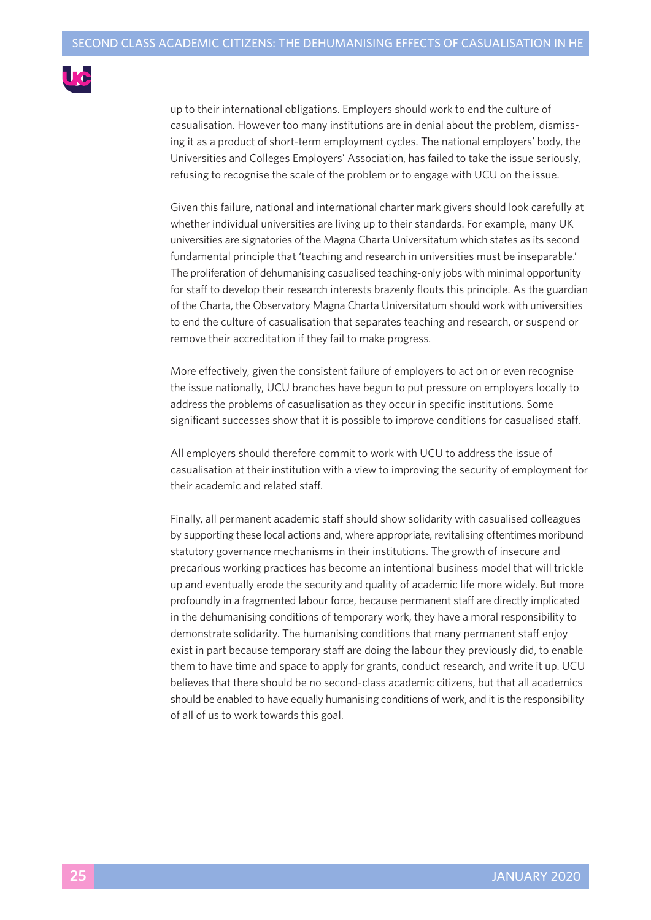up to their international obligations. Employers should work to end the culture of casualisation. However too many institutions are in denial about the problem, dismissing it as a product of short-term employment cycles. The national employers' body, the Universities and Colleges Employers' Association, has failed to take the issue seriously, refusing to recognise the scale of the problem or to engage with UCU on the issue.

Given this failure, national and international charter mark givers should look carefully at whether individual universities are living up to their standards. For example, many UK universities are signatories of the Magna Charta Universitatum which states as its second fundamental principle that 'teaching and research in universities must be inseparable.' The proliferation of dehumanising casualised teaching-only jobs with minimal opportunity for staff to develop their research interests brazenly flouts this principle. As the guardian of the Charta, the Observatory Magna Charta Universitatum should work with universities to end the culture of casualisation that separates teaching and research, or suspend or remove their accreditation if they fail to make progress.

More effectively, given the consistent failure of employers to act on or even recognise the issue nationally, UCU branches have begun to put pressure on employers locally to address the problems of casualisation as they occur in specific institutions. Some significant successes show that it is possible to improve conditions for casualised staff.

All employers should therefore commit to work with UCU to address the issue of casualisation at their institution with a view to improving the security of employment for their academic and related staff.

Finally, all permanent academic staff should show solidarity with casualised colleagues by supporting these local actions and, where appropriate, revitalising oftentimes moribund statutory governance mechanisms in their institutions. The growth of insecure and precarious working practices has become an intentional business model that will trickle up and eventually erode the security and quality of academic life more widely. But more profoundly in a fragmented labour force, because permanent staff are directly implicated in the dehumanising conditions of temporary work, they have a moral responsibility to demonstrate solidarity. The humanising conditions that many permanent staff enjoy exist in part because temporary staff are doing the labour they previously did, to enable them to have time and space to apply for grants, conduct research, and write it up. UCU believes that there should be no second-class academic citizens, but that all academics should be enabled to have equally humanising conditions of work, and it is the responsibility of all of us to work towards this goal.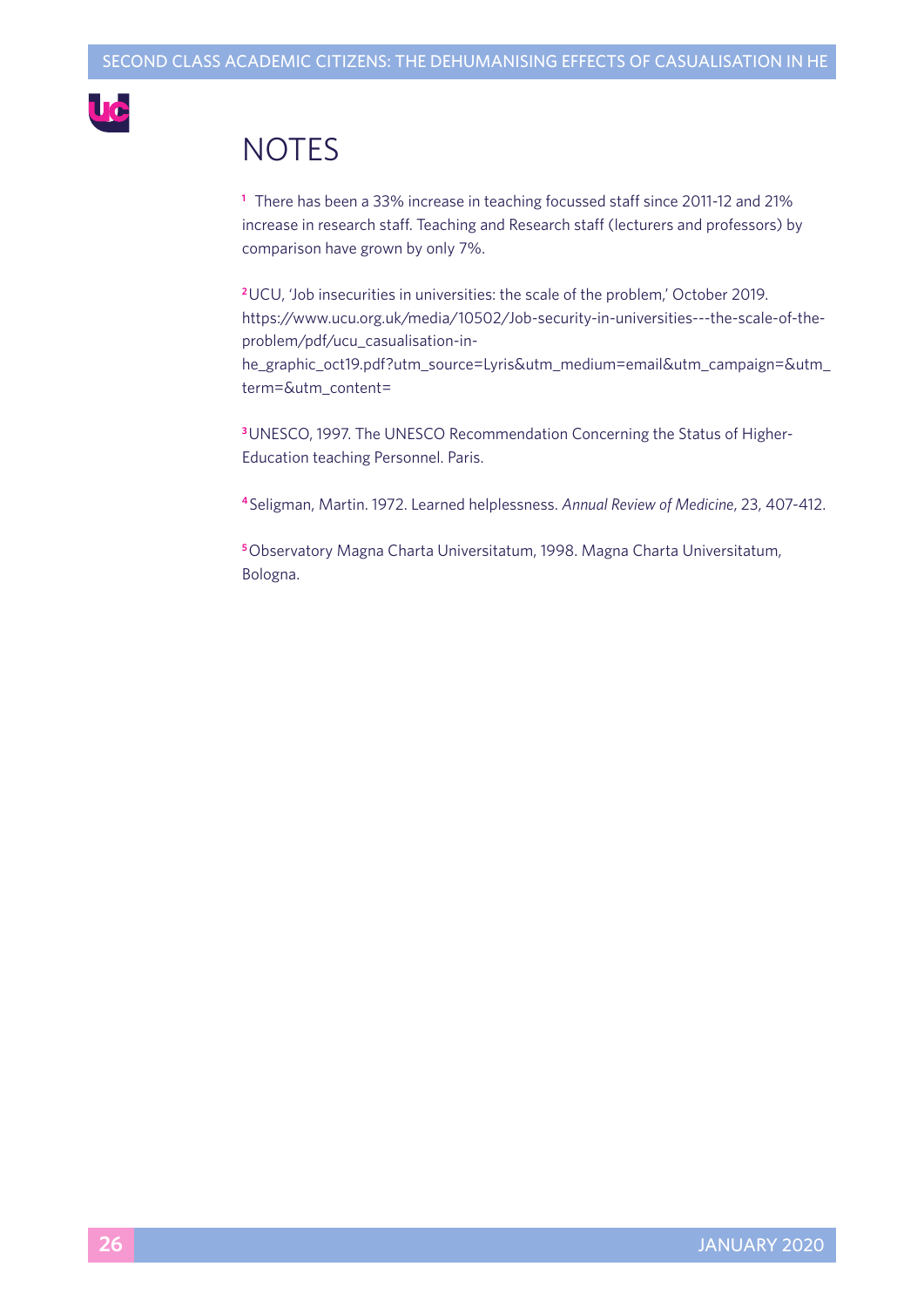# NOTES

[1] There has been a 33% increase in teaching focussed staff since 2011-12 and 21% increase in research staff. Teaching and Research staff (lecturers and professors) by comparison have grown by only 7%.

[2] UCU, 'Job insecurities in universities: the scale of the problem,' October 2019. https://www.ucu.org.uk/media/10502/Job-security-in-universities---the-scale-of-the-problem/pdf/ucu_casualisation-in-he_graphic_oct19.pdf?utm_source=Lyris&utm_medium=email&utm_campaign=&utm_term=&utm_content=

[3] UNESCO, 1997. The UNESCO Recommendation Concerning the Status of Higher-Education teaching Personnel. Paris.

[4] Seligman, Martin. 1972. Learned helplessness. *Annual Review of Medicine*, 23, 407-412.

[5] Observatory Magna Charta Universitatum, 1998. Magna Charta Universitatum, Bologna.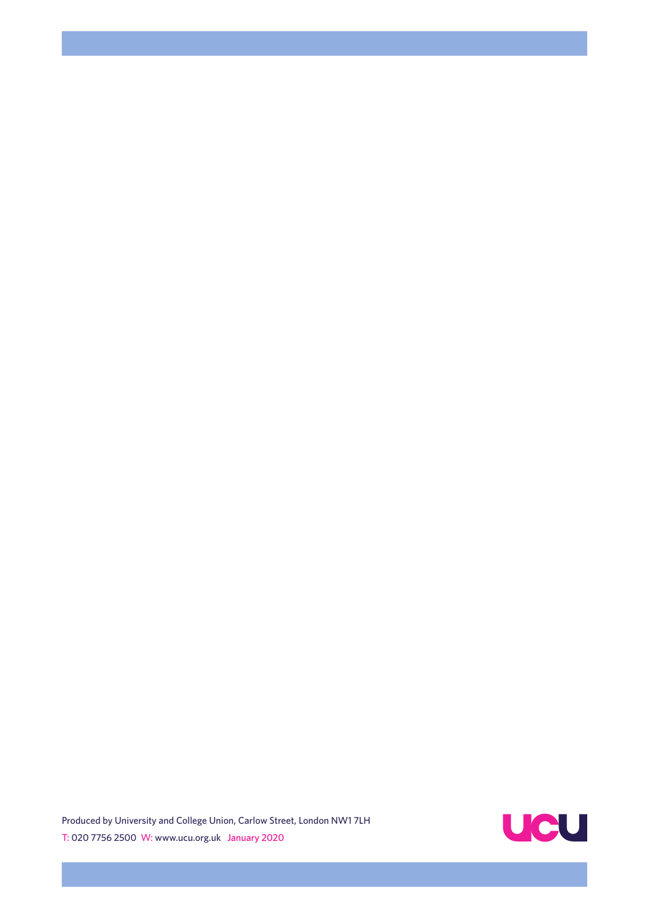Produced by University and College Union, Carlow Street, London NW1 7LH
T: 020 7756 2500 W: www.ucu.org.uk January 2020